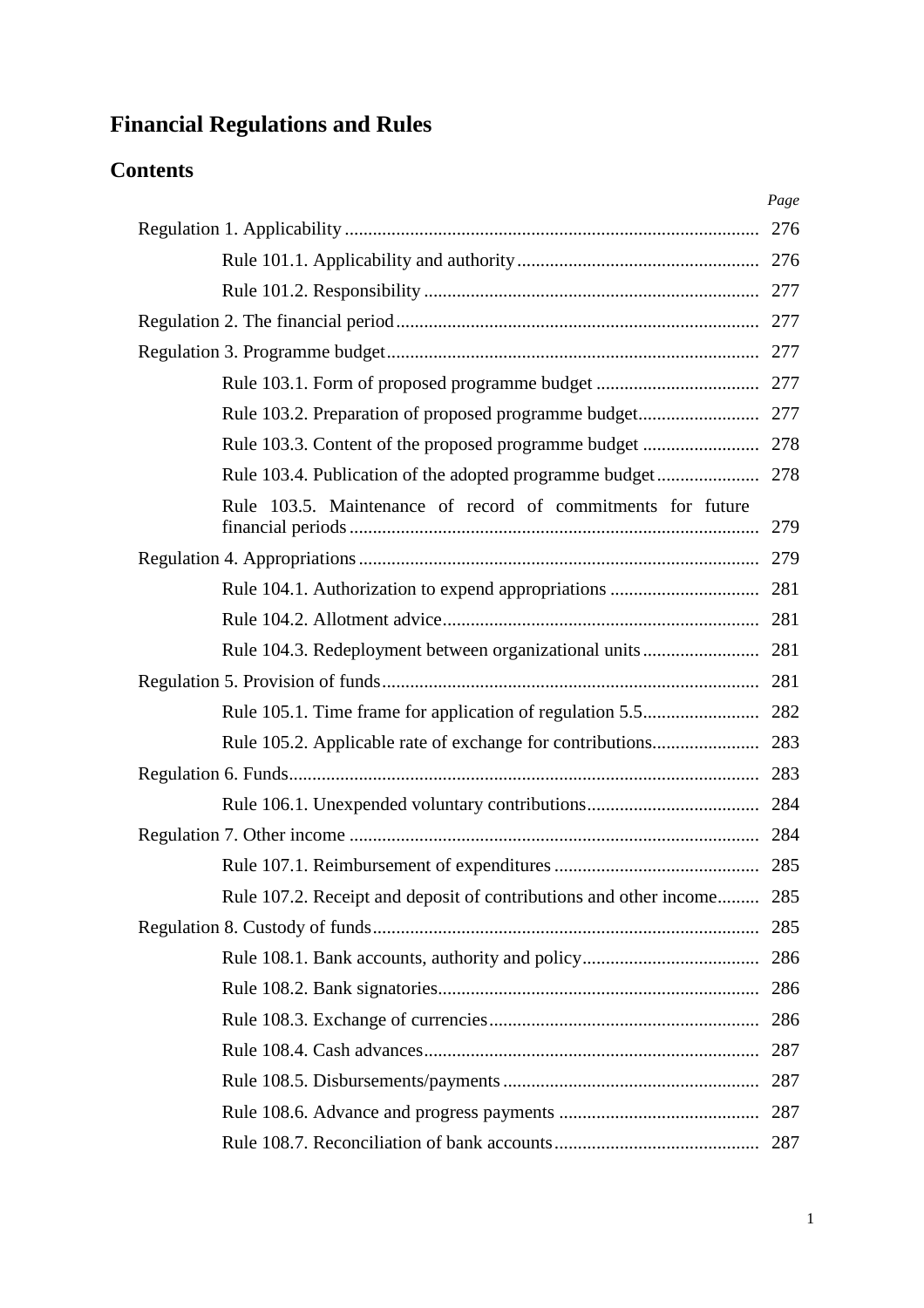# Financial Regulations and Rules

## Contents

| | Page |
|---|---|
| Regulation 1. Applicability | 276 |
| Rule 101.1. Applicability and authority | 276 |
| Rule 101.2. Responsibility | 277 |
| Regulation 2. The financial period | 277 |
| Regulation 3. Programme budget | 277 |
| Rule 103.1. Form of proposed programme budget | 277 |
| Rule 103.2. Preparation of proposed programme budget | 277 |
| Rule 103.3. Content of the proposed programme budget | 278 |
| Rule 103.4. Publication of the adopted programme budget | 278 |
| Rule 103.5. Maintenance of record of commitments for future financial periods | 279 |
| Regulation 4. Appropriations | 279 |
| Rule 104.1. Authorization to expend appropriations | 281 |
| Rule 104.2. Allotment advice | 281 |
| Rule 104.3. Redeployment between organizational units | 281 |
| Regulation 5. Provision of funds | 281 |
| Rule 105.1. Time frame for application of regulation 5.5 | 282 |
| Rule 105.2. Applicable rate of exchange for contributions | 283 |
| Regulation 6. Funds | 283 |
| Rule 106.1. Unexpended voluntary contributions | 284 |
| Regulation 7. Other income | 284 |
| Rule 107.1. Reimbursement of expenditures | 285 |
| Rule 107.2. Receipt and deposit of contributions and other income | 285 |
| Regulation 8. Custody of funds | 285 |
| Rule 108.1. Bank accounts, authority and policy | 286 |
| Rule 108.2. Bank signatories | 286 |
| Rule 108.3. Exchange of currencies | 286 |
| Rule 108.4. Cash advances | 287 |
| Rule 108.5. Disbursements/payments | 287 |
| Rule 108.6. Advance and progress payments | 287 |
| Rule 108.7. Reconciliation of bank accounts | 287 |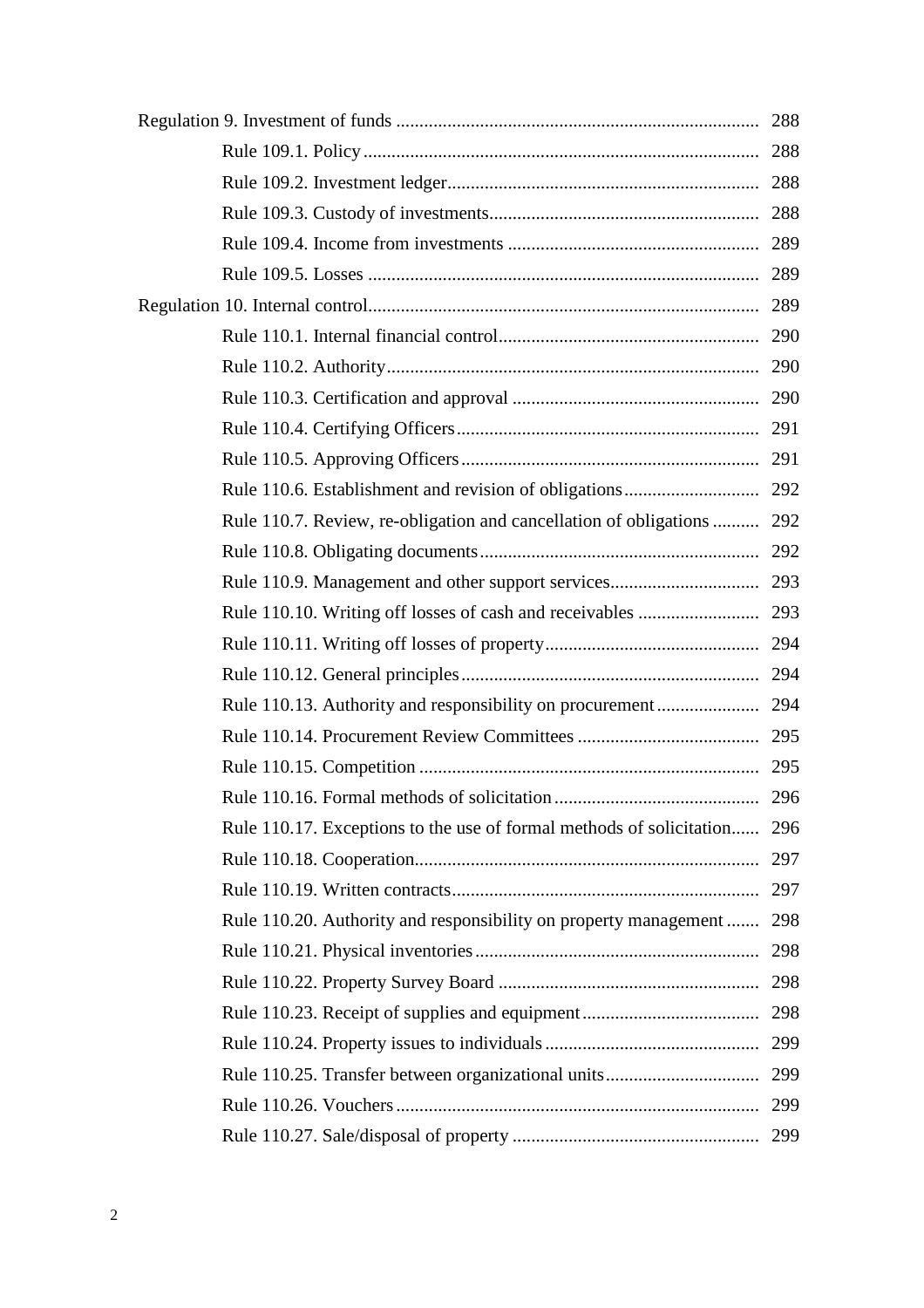Regulation 9. Investment of funds ........................................................................ 288

- Rule 109.1. Policy ........................................................................ 288
- Rule 109.2. Investment ledger ........................................................................ 288
- Rule 109.3. Custody of investments ........................................................................ 288
- Rule 109.4. Income from investments ........................................................................ 289
- Rule 109.5. Losses ........................................................................ 289

Regulation 10. Internal control ........................................................................ 289

- Rule 110.1. Internal financial control ........................................................................ 290
- Rule 110.2. Authority ........................................................................ 290
- Rule 110.3. Certification and approval ........................................................................ 290
- Rule 110.4. Certifying Officers ........................................................................ 291
- Rule 110.5. Approving Officers ........................................................................ 291
- Rule 110.6. Establishment and revision of obligations ........................................................................ 292
- Rule 110.7. Review, re-obligation and cancellation of obligations ........................................................................ 292
- Rule 110.8. Obligating documents ........................................................................ 292
- Rule 110.9. Management and other support services ........................................................................ 293
- Rule 110.10. Writing off losses of cash and receivables ........................................................................ 293
- Rule 110.11. Writing off losses of property ........................................................................ 294
- Rule 110.12. General principles ........................................................................ 294
- Rule 110.13. Authority and responsibility on procurement ........................................................................ 294
- Rule 110.14. Procurement Review Committees ........................................................................ 295
- Rule 110.15. Competition ........................................................................ 295
- Rule 110.16. Formal methods of solicitation ........................................................................ 296
- Rule 110.17. Exceptions to the use of formal methods of solicitation ........................................................................ 296
- Rule 110.18. Cooperation ........................................................................ 297
- Rule 110.19. Written contracts ........................................................................ 297
- Rule 110.20. Authority and responsibility on property management ........................................................................ 298
- Rule 110.21. Physical inventories ........................................................................ 298
- Rule 110.22. Property Survey Board ........................................................................ 298
- Rule 110.23. Receipt of supplies and equipment ........................................................................ 298
- Rule 110.24. Property issues to individuals ........................................................................ 299
- Rule 110.25. Transfer between organizational units ........................................................................ 299
- Rule 110.26. Vouchers ........................................................................ 299
- Rule 110.27. Sale/disposal of property ........................................................................ 299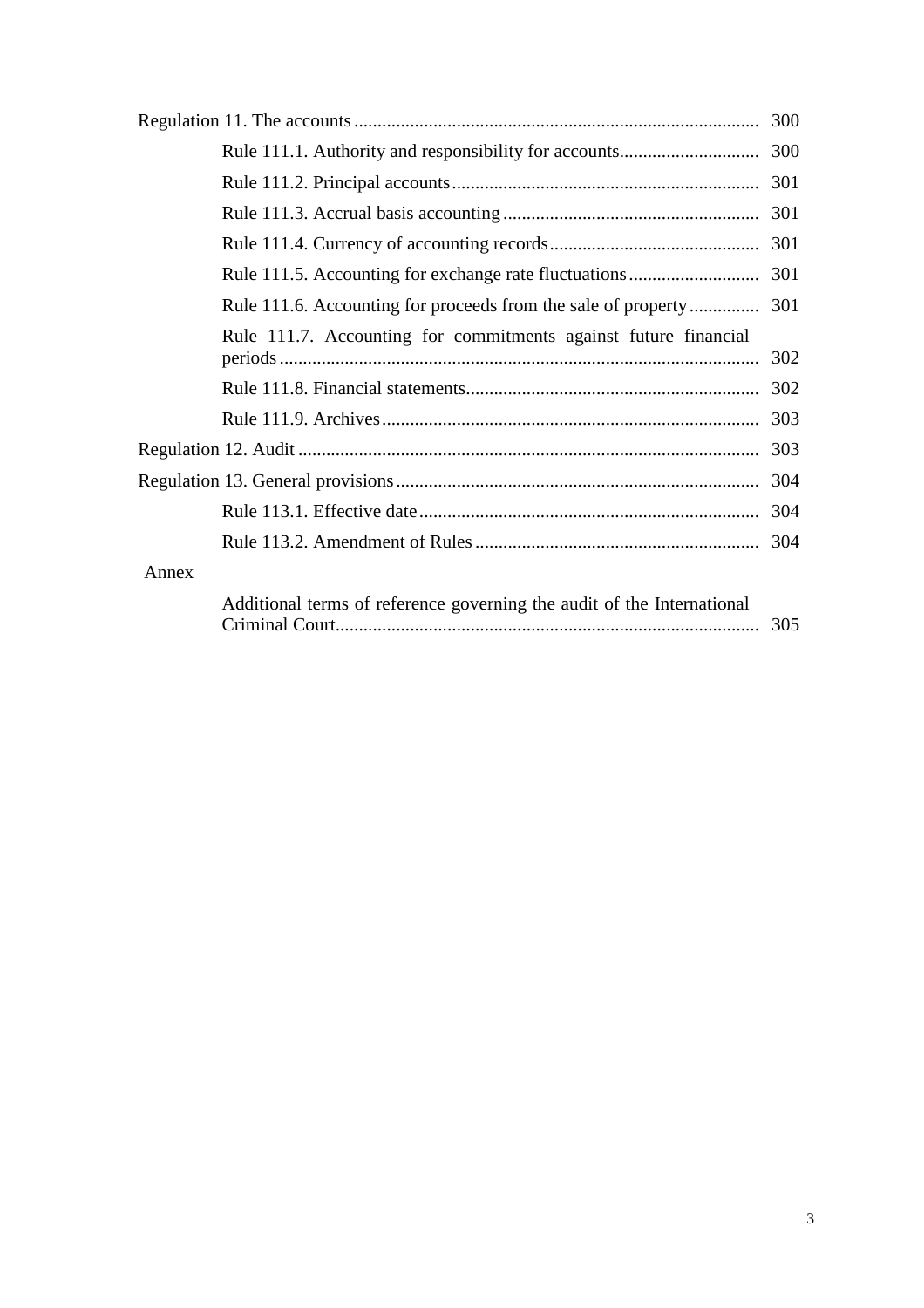| | |
|---|---|
| Regulation 11. The accounts | 300 |
| Rule 111.1. Authority and responsibility for accounts | 300 |
| Rule 111.2. Principal accounts | 301 |
| Rule 111.3. Accrual basis accounting | 301 |
| Rule 111.4. Currency of accounting records | 301 |
| Rule 111.5. Accounting for exchange rate fluctuations | 301 |
| Rule 111.6. Accounting for proceeds from the sale of property | 301 |
| Rule 111.7. Accounting for commitments against future financial periods | 302 |
| Rule 111.8. Financial statements | 302 |
| Rule 111.9. Archives | 303 |
| Regulation 12. Audit | 303 |
| Regulation 13. General provisions | 304 |
| Rule 113.1. Effective date | 304 |
| Rule 113.2. Amendment of Rules | 304 |
| Annex | |
| Additional terms of reference governing the audit of the International Criminal Court | 305 |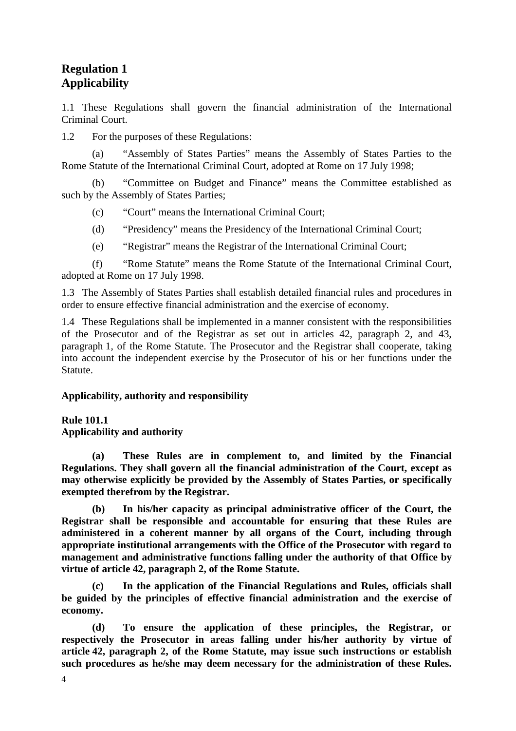## Regulation 1
## Applicability

1.1 These Regulations shall govern the financial administration of the International Criminal Court.

1.2 For the purposes of these Regulations:

(a) "Assembly of States Parties" means the Assembly of States Parties to the Rome Statute of the International Criminal Court, adopted at Rome on 17 July 1998;

(b) "Committee on Budget and Finance" means the Committee established as such by the Assembly of States Parties;

(c) "Court" means the International Criminal Court;

(d) "Presidency" means the Presidency of the International Criminal Court;

(e) "Registrar" means the Registrar of the International Criminal Court;

(f) "Rome Statute" means the Rome Statute of the International Criminal Court, adopted at Rome on 17 July 1998.

1.3 The Assembly of States Parties shall establish detailed financial rules and procedures in order to ensure effective financial administration and the exercise of economy.

1.4 These Regulations shall be implemented in a manner consistent with the responsibilities of the Prosecutor and of the Registrar as set out in articles 42, paragraph 2, and 43, paragraph 1, of the Rome Statute. The Prosecutor and the Registrar shall cooperate, taking into account the independent exercise by the Prosecutor of his or her functions under the Statute.

**Applicability, authority and responsibility**

**Rule 101.1**
**Applicability and authority**

**(a) These Rules are in complement to, and limited by the Financial Regulations. They shall govern all the financial administration of the Court, except as may otherwise explicitly be provided by the Assembly of States Parties, or specifically exempted therefrom by the Registrar.**

**(b) In his/her capacity as principal administrative officer of the Court, the Registrar shall be responsible and accountable for ensuring that these Rules are administered in a coherent manner by all organs of the Court, including through appropriate institutional arrangements with the Office of the Prosecutor with regard to management and administrative functions falling under the authority of that Office by virtue of article 42, paragraph 2, of the Rome Statute.**

**(c) In the application of the Financial Regulations and Rules, officials shall be guided by the principles of effective financial administration and the exercise of economy.**

**(d) To ensure the application of these principles, the Registrar, or respectively the Prosecutor in areas falling under his/her authority by virtue of article 42, paragraph 2, of the Rome Statute, may issue such instructions or establish such procedures as he/she may deem necessary for the administration of these Rules.**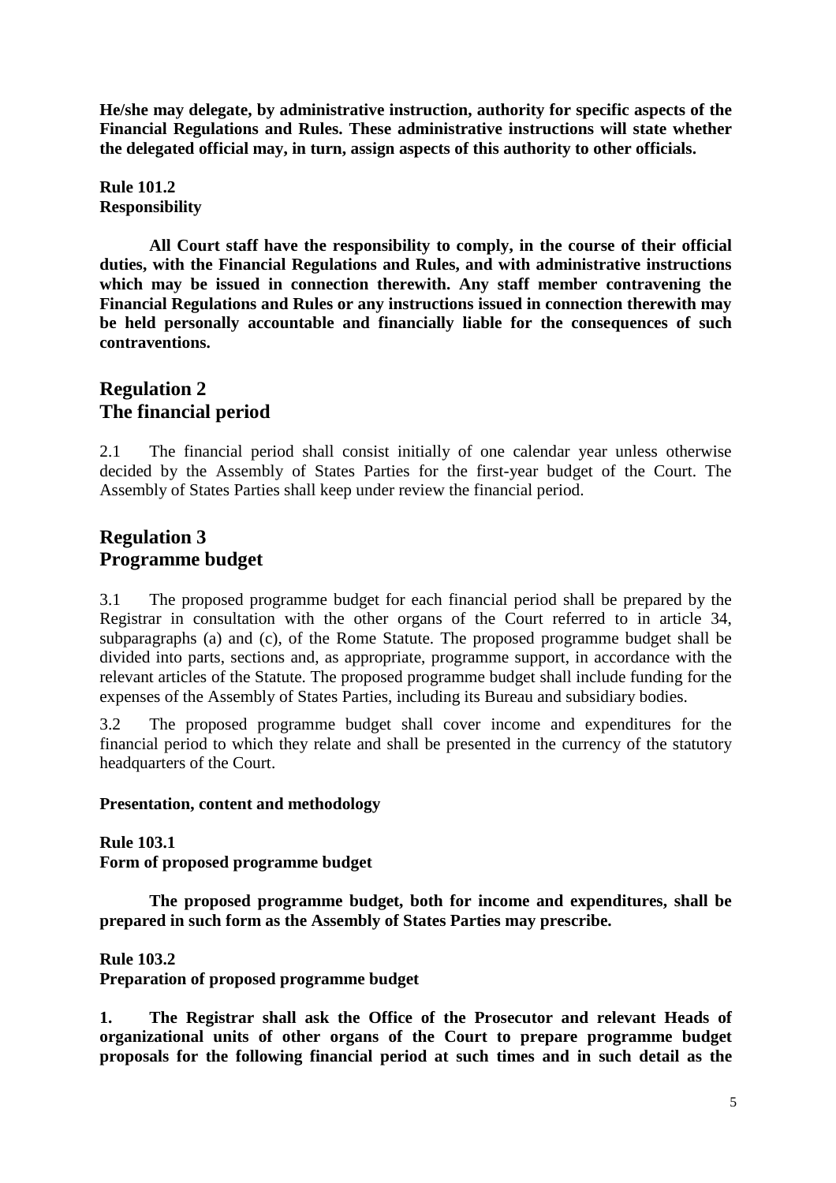**He/she may delegate, by administrative instruction, authority for specific aspects of the Financial Regulations and Rules. These administrative instructions will state whether the delegated official may, in turn, assign aspects of this authority to other officials.**

**Rule 101.2**
**Responsibility**

**All Court staff have the responsibility to comply, in the course of their official duties, with the Financial Regulations and Rules, and with administrative instructions which may be issued in connection therewith. Any staff member contravening the Financial Regulations and Rules or any instructions issued in connection therewith may be held personally accountable and financially liable for the consequences of such contraventions.**

## Regulation 2
## The financial period

2.1 The financial period shall consist initially of one calendar year unless otherwise decided by the Assembly of States Parties for the first-year budget of the Court. The Assembly of States Parties shall keep under review the financial period.

## Regulation 3
## Programme budget

3.1 The proposed programme budget for each financial period shall be prepared by the Registrar in consultation with the other organs of the Court referred to in article 34, subparagraphs (a) and (c), of the Rome Statute. The proposed programme budget shall be divided into parts, sections and, as appropriate, programme support, in accordance with the relevant articles of the Statute. The proposed programme budget shall include funding for the expenses of the Assembly of States Parties, including its Bureau and subsidiary bodies.

3.2 The proposed programme budget shall cover income and expenditures for the financial period to which they relate and shall be presented in the currency of the statutory headquarters of the Court.

**Presentation, content and methodology**

**Rule 103.1**
**Form of proposed programme budget**

**The proposed programme budget, both for income and expenditures, shall be prepared in such form as the Assembly of States Parties may prescribe.**

**Rule 103.2**
**Preparation of proposed programme budget**

**1. The Registrar shall ask the Office of the Prosecutor and relevant Heads of organizational units of other organs of the Court to prepare programme budget proposals for the following financial period at such times and in such detail as the**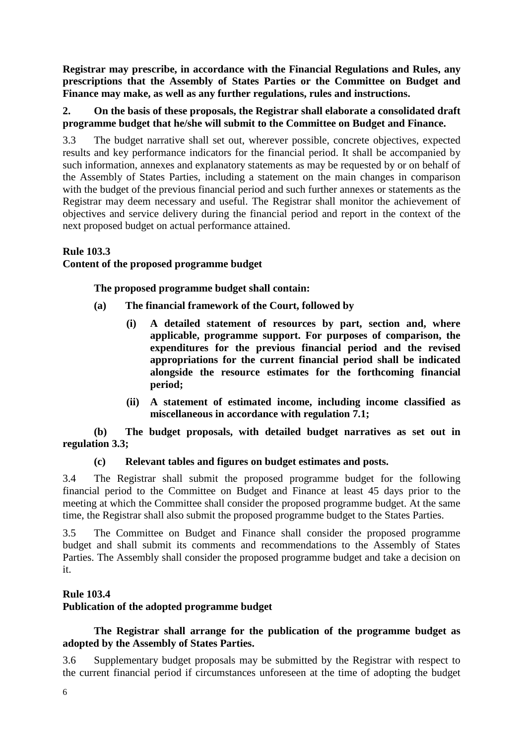**Registrar may prescribe, in accordance with the Financial Regulations and Rules, any prescriptions that the Assembly of States Parties or the Committee on Budget and Finance may make, as well as any further regulations, rules and instructions.**

**2. On the basis of these proposals, the Registrar shall elaborate a consolidated draft programme budget that he/she will submit to the Committee on Budget and Finance.**

3.3 The budget narrative shall set out, wherever possible, concrete objectives, expected results and key performance indicators for the financial period. It shall be accompanied by such information, annexes and explanatory statements as may be requested by or on behalf of the Assembly of States Parties, including a statement on the main changes in comparison with the budget of the previous financial period and such further annexes or statements as the Registrar may deem necessary and useful. The Registrar shall monitor the achievement of objectives and service delivery during the financial period and report in the context of the next proposed budget on actual performance attained.

**Rule 103.3**
**Content of the proposed programme budget**

**The proposed programme budget shall contain:**

**(a) The financial framework of the Court, followed by**

**(i) A detailed statement of resources by part, section and, where applicable, programme support. For purposes of comparison, the expenditures for the previous financial period and the revised appropriations for the current financial period shall be indicated alongside the resource estimates for the forthcoming financial period;**

**(ii) A statement of estimated income, including income classified as miscellaneous in accordance with regulation 7.1;**

**(b) The budget proposals, with detailed budget narratives as set out in regulation 3.3;**

**(c) Relevant tables and figures on budget estimates and posts.**

3.4 The Registrar shall submit the proposed programme budget for the following financial period to the Committee on Budget and Finance at least 45 days prior to the meeting at which the Committee shall consider the proposed programme budget. At the same time, the Registrar shall also submit the proposed programme budget to the States Parties.

3.5 The Committee on Budget and Finance shall consider the proposed programme budget and shall submit its comments and recommendations to the Assembly of States Parties. The Assembly shall consider the proposed programme budget and take a decision on it.

**Rule 103.4**
**Publication of the adopted programme budget**

**The Registrar shall arrange for the publication of the programme budget as adopted by the Assembly of States Parties.**

3.6 Supplementary budget proposals may be submitted by the Registrar with respect to the current financial period if circumstances unforeseen at the time of adopting the budget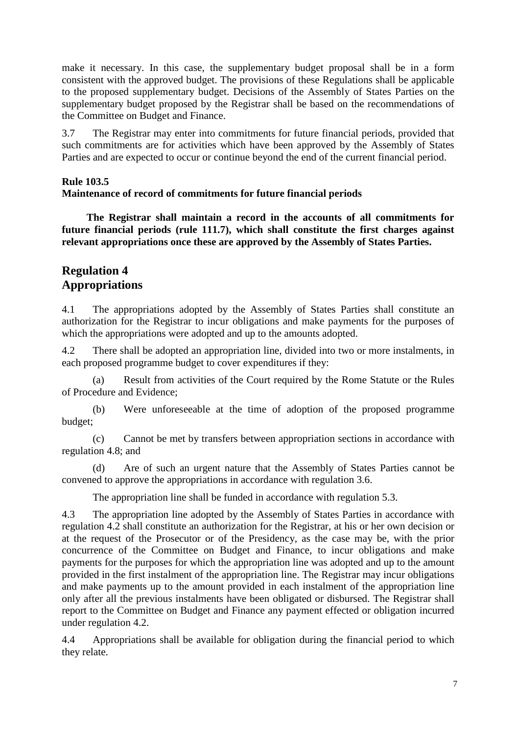make it necessary. In this case, the supplementary budget proposal shall be in a form consistent with the approved budget. The provisions of these Regulations shall be applicable to the proposed supplementary budget. Decisions of the Assembly of States Parties on the supplementary budget proposed by the Registrar shall be based on the recommendations of the Committee on Budget and Finance.

3.7 The Registrar may enter into commitments for future financial periods, provided that such commitments are for activities which have been approved by the Assembly of States Parties and are expected to occur or continue beyond the end of the current financial period.

**Rule 103.5**
**Maintenance of record of commitments for future financial periods**

**The Registrar shall maintain a record in the accounts of all commitments for future financial periods (rule 111.7), which shall constitute the first charges against relevant appropriations once these are approved by the Assembly of States Parties.**

## Regulation 4
## Appropriations

4.1 The appropriations adopted by the Assembly of States Parties shall constitute an authorization for the Registrar to incur obligations and make payments for the purposes of which the appropriations were adopted and up to the amounts adopted.

4.2 There shall be adopted an appropriation line, divided into two or more instalments, in each proposed programme budget to cover expenditures if they:

(a) Result from activities of the Court required by the Rome Statute or the Rules of Procedure and Evidence;

(b) Were unforeseeable at the time of adoption of the proposed programme budget;

(c) Cannot be met by transfers between appropriation sections in accordance with regulation 4.8; and

(d) Are of such an urgent nature that the Assembly of States Parties cannot be convened to approve the appropriations in accordance with regulation 3.6.

The appropriation line shall be funded in accordance with regulation 5.3.

4.3 The appropriation line adopted by the Assembly of States Parties in accordance with regulation 4.2 shall constitute an authorization for the Registrar, at his or her own decision or at the request of the Prosecutor or of the Presidency, as the case may be, with the prior concurrence of the Committee on Budget and Finance, to incur obligations and make payments for the purposes for which the appropriation line was adopted and up to the amount provided in the first instalment of the appropriation line. The Registrar may incur obligations and make payments up to the amount provided in each instalment of the appropriation line only after all the previous instalments have been obligated or disbursed. The Registrar shall report to the Committee on Budget and Finance any payment effected or obligation incurred under regulation 4.2.

4.4 Appropriations shall be available for obligation during the financial period to which they relate.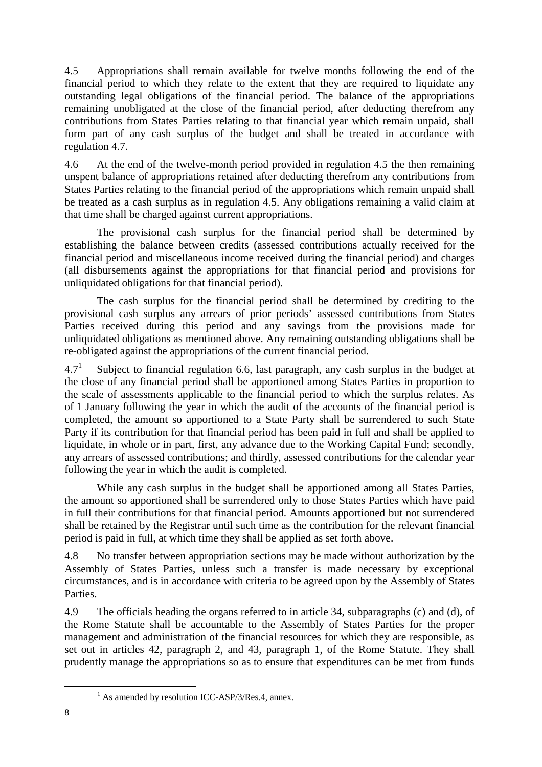4.5 Appropriations shall remain available for twelve months following the end of the financial period to which they relate to the extent that they are required to liquidate any outstanding legal obligations of the financial period. The balance of the appropriations remaining unobligated at the close of the financial period, after deducting therefrom any contributions from States Parties relating to that financial year which remain unpaid, shall form part of any cash surplus of the budget and shall be treated in accordance with regulation 4.7.

4.6 At the end of the twelve-month period provided in regulation 4.5 the then remaining unspent balance of appropriations retained after deducting therefrom any contributions from States Parties relating to the financial period of the appropriations which remain unpaid shall be treated as a cash surplus as in regulation 4.5. Any obligations remaining a valid claim at that time shall be charged against current appropriations.

The provisional cash surplus for the financial period shall be determined by establishing the balance between credits (assessed contributions actually received for the financial period and miscellaneous income received during the financial period) and charges (all disbursements against the appropriations for that financial period and provisions for unliquidated obligations for that financial period).

The cash surplus for the financial period shall be determined by crediting to the provisional cash surplus any arrears of prior periods' assessed contributions from States Parties received during this period and any savings from the provisions made for unliquidated obligations as mentioned above. Any remaining outstanding obligations shall be re-obligated against the appropriations of the current financial period.

4.7[1] Subject to financial regulation 6.6, last paragraph, any cash surplus in the budget at the close of any financial period shall be apportioned among States Parties in proportion to the scale of assessments applicable to the financial period to which the surplus relates. As of 1 January following the year in which the audit of the accounts of the financial period is completed, the amount so apportioned to a State Party shall be surrendered to such State Party if its contribution for that financial period has been paid in full and shall be applied to liquidate, in whole or in part, first, any advance due to the Working Capital Fund; secondly, any arrears of assessed contributions; and thirdly, assessed contributions for the calendar year following the year in which the audit is completed.

While any cash surplus in the budget shall be apportioned among all States Parties, the amount so apportioned shall be surrendered only to those States Parties which have paid in full their contributions for that financial period. Amounts apportioned but not surrendered shall be retained by the Registrar until such time as the contribution for the relevant financial period is paid in full, at which time they shall be applied as set forth above.

4.8 No transfer between appropriation sections may be made without authorization by the Assembly of States Parties, unless such a transfer is made necessary by exceptional circumstances, and is in accordance with criteria to be agreed upon by the Assembly of States Parties.

4.9 The officials heading the organs referred to in article 34, subparagraphs (c) and (d), of the Rome Statute shall be accountable to the Assembly of States Parties for the proper management and administration of the financial resources for which they are responsible, as set out in articles 42, paragraph 2, and 43, paragraph 1, of the Rome Statute. They shall prudently manage the appropriations so as to ensure that expenditures can be met from funds

[1] As amended by resolution ICC-ASP/3/Res.4, annex.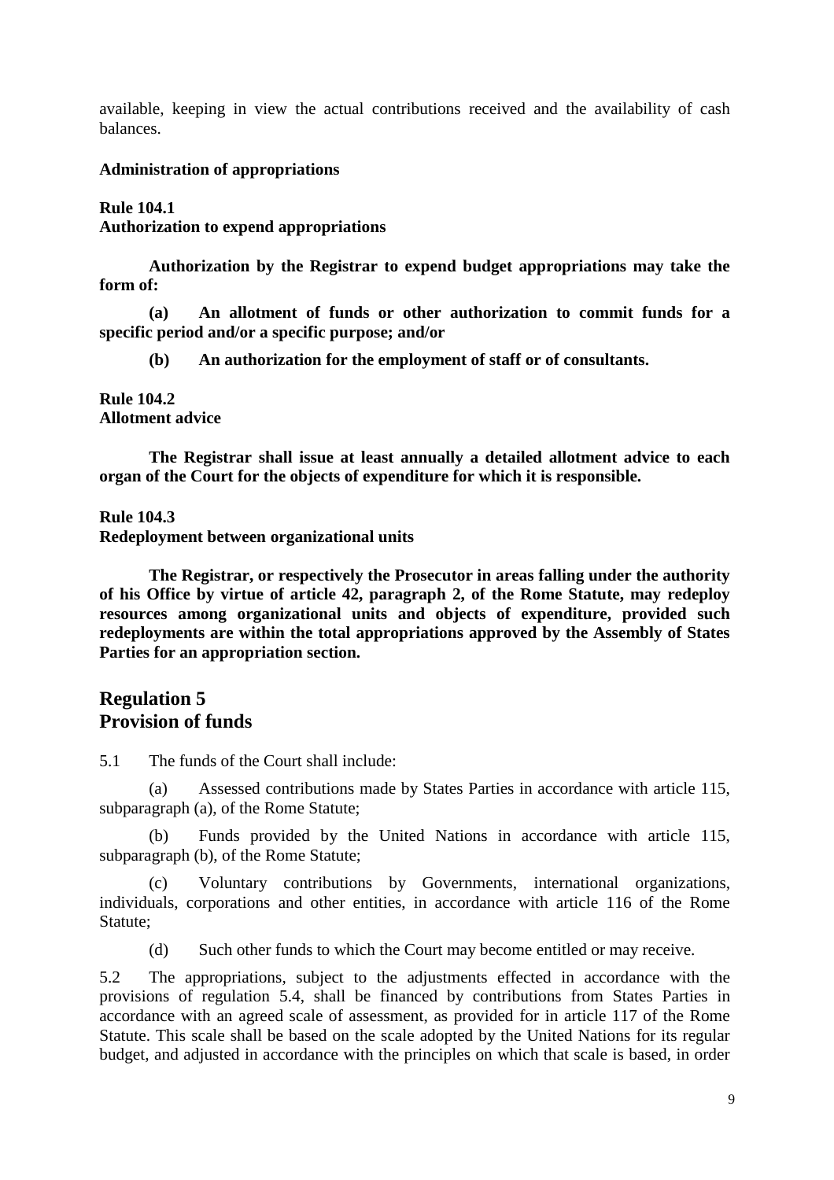available, keeping in view the actual contributions received and the availability of cash balances.

**Administration of appropriations**

**Rule 104.1**
**Authorization to expend appropriations**

**Authorization by the Registrar to expend budget appropriations may take the form of:**

**(a) An allotment of funds or other authorization to commit funds for a specific period and/or a specific purpose; and/or**

**(b) An authorization for the employment of staff or of consultants.**

**Rule 104.2**
**Allotment advice**

**The Registrar shall issue at least annually a detailed allotment advice to each organ of the Court for the objects of expenditure for which it is responsible.**

**Rule 104.3**
**Redeployment between organizational units**

**The Registrar, or respectively the Prosecutor in areas falling under the authority of his Office by virtue of article 42, paragraph 2, of the Rome Statute, may redeploy resources among organizational units and objects of expenditure, provided such redeployments are within the total appropriations approved by the Assembly of States Parties for an appropriation section.**

## Regulation 5
## Provision of funds

5.1 The funds of the Court shall include:

(a) Assessed contributions made by States Parties in accordance with article 115, subparagraph (a), of the Rome Statute;

(b) Funds provided by the United Nations in accordance with article 115, subparagraph (b), of the Rome Statute;

(c) Voluntary contributions by Governments, international organizations, individuals, corporations and other entities, in accordance with article 116 of the Rome Statute;

(d) Such other funds to which the Court may become entitled or may receive.

5.2 The appropriations, subject to the adjustments effected in accordance with the provisions of regulation 5.4, shall be financed by contributions from States Parties in accordance with an agreed scale of assessment, as provided for in article 117 of the Rome Statute. This scale shall be based on the scale adopted by the United Nations for its regular budget, and adjusted in accordance with the principles on which that scale is based, in order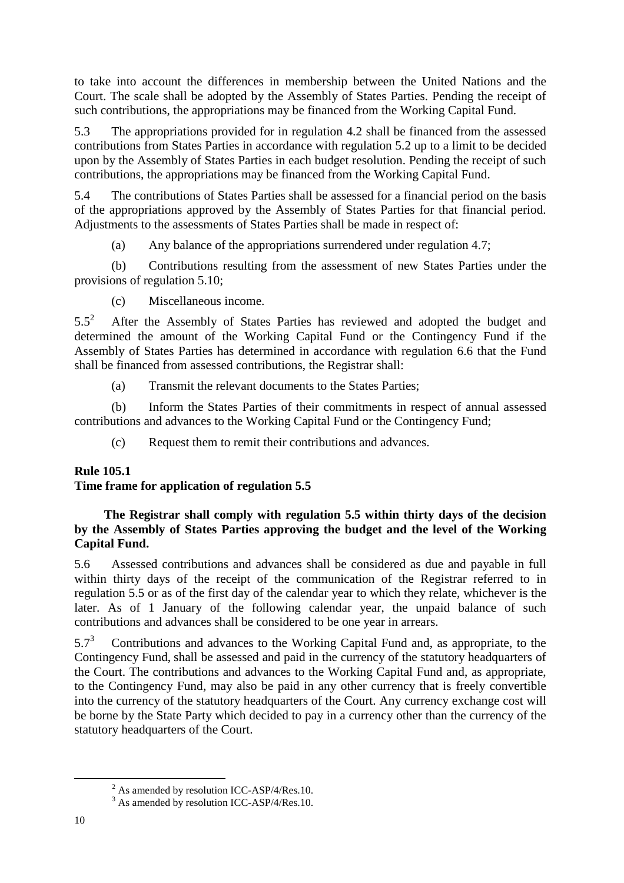to take into account the differences in membership between the United Nations and the Court. The scale shall be adopted by the Assembly of States Parties. Pending the receipt of such contributions, the appropriations may be financed from the Working Capital Fund.

5.3 The appropriations provided for in regulation 4.2 shall be financed from the assessed contributions from States Parties in accordance with regulation 5.2 up to a limit to be decided upon by the Assembly of States Parties in each budget resolution. Pending the receipt of such contributions, the appropriations may be financed from the Working Capital Fund.

5.4 The contributions of States Parties shall be assessed for a financial period on the basis of the appropriations approved by the Assembly of States Parties for that financial period. Adjustments to the assessments of States Parties shall be made in respect of:

(a) Any balance of the appropriations surrendered under regulation 4.7;

(b) Contributions resulting from the assessment of new States Parties under the provisions of regulation 5.10;

(c) Miscellaneous income.

5.5[2] After the Assembly of States Parties has reviewed and adopted the budget and determined the amount of the Working Capital Fund or the Contingency Fund if the Assembly of States Parties has determined in accordance with regulation 6.6 that the Fund shall be financed from assessed contributions, the Registrar shall:

(a) Transmit the relevant documents to the States Parties;

(b) Inform the States Parties of their commitments in respect of annual assessed contributions and advances to the Working Capital Fund or the Contingency Fund;

(c) Request them to remit their contributions and advances.

**Rule 105.1**
**Time frame for application of regulation 5.5**

**The Registrar shall comply with regulation 5.5 within thirty days of the decision by the Assembly of States Parties approving the budget and the level of the Working Capital Fund.**

5.6 Assessed contributions and advances shall be considered as due and payable in full within thirty days of the receipt of the communication of the Registrar referred to in regulation 5.5 or as of the first day of the calendar year to which they relate, whichever is the later. As of 1 January of the following calendar year, the unpaid balance of such contributions and advances shall be considered to be one year in arrears.

5.7[3] Contributions and advances to the Working Capital Fund and, as appropriate, to the Contingency Fund, shall be assessed and paid in the currency of the statutory headquarters of the Court. The contributions and advances to the Working Capital Fund and, as appropriate, to the Contingency Fund, may also be paid in any other currency that is freely convertible into the currency of the statutory headquarters of the Court. Any currency exchange cost will be borne by the State Party which decided to pay in a currency other than the currency of the statutory headquarters of the Court.

---

[2] As amended by resolution ICC-ASP/4/Res.10.

[3] As amended by resolution ICC-ASP/4/Res.10.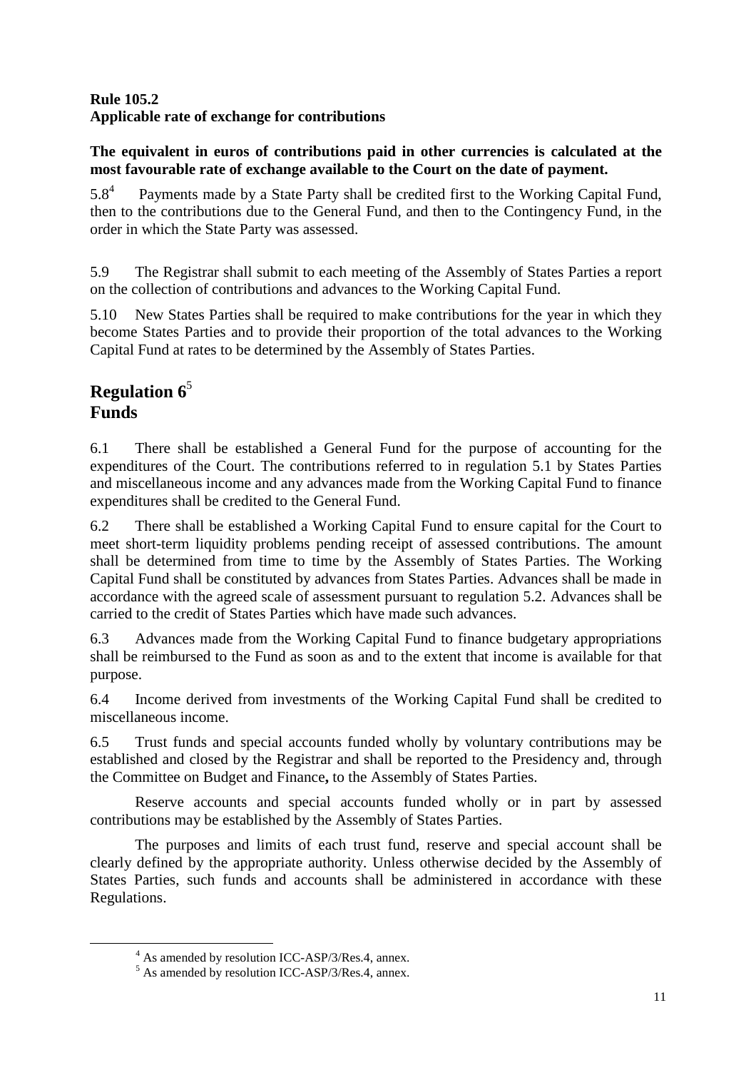**Rule 105.2**
**Applicable rate of exchange for contributions**

**The equivalent in euros of contributions paid in other currencies is calculated at the most favourable rate of exchange available to the Court on the date of payment.**

5.8[4] Payments made by a State Party shall be credited first to the Working Capital Fund, then to the contributions due to the General Fund, and then to the Contingency Fund, in the order in which the State Party was assessed.

5.9 The Registrar shall submit to each meeting of the Assembly of States Parties a report on the collection of contributions and advances to the Working Capital Fund.

5.10 New States Parties shall be required to make contributions for the year in which they become States Parties and to provide their proportion of the total advances to the Working Capital Fund at rates to be determined by the Assembly of States Parties.

## Regulation 6[5]
## Funds

6.1 There shall be established a General Fund for the purpose of accounting for the expenditures of the Court. The contributions referred to in regulation 5.1 by States Parties and miscellaneous income and any advances made from the Working Capital Fund to finance expenditures shall be credited to the General Fund.

6.2 There shall be established a Working Capital Fund to ensure capital for the Court to meet short-term liquidity problems pending receipt of assessed contributions. The amount shall be determined from time to time by the Assembly of States Parties. The Working Capital Fund shall be constituted by advances from States Parties. Advances shall be made in accordance with the agreed scale of assessment pursuant to regulation 5.2. Advances shall be carried to the credit of States Parties which have made such advances.

6.3 Advances made from the Working Capital Fund to finance budgetary appropriations shall be reimbursed to the Fund as soon as and to the extent that income is available for that purpose.

6.4 Income derived from investments of the Working Capital Fund shall be credited to miscellaneous income.

6.5 Trust funds and special accounts funded wholly by voluntary contributions may be established and closed by the Registrar and shall be reported to the Presidency and, through the Committee on Budget and Finance**,** to the Assembly of States Parties.

Reserve accounts and special accounts funded wholly or in part by assessed contributions may be established by the Assembly of States Parties.

The purposes and limits of each trust fund, reserve and special account shall be clearly defined by the appropriate authority. Unless otherwise decided by the Assembly of States Parties, such funds and accounts shall be administered in accordance with these Regulations.

[4] As amended by resolution ICC-ASP/3/Res.4, annex.

[5] As amended by resolution ICC-ASP/3/Res.4, annex.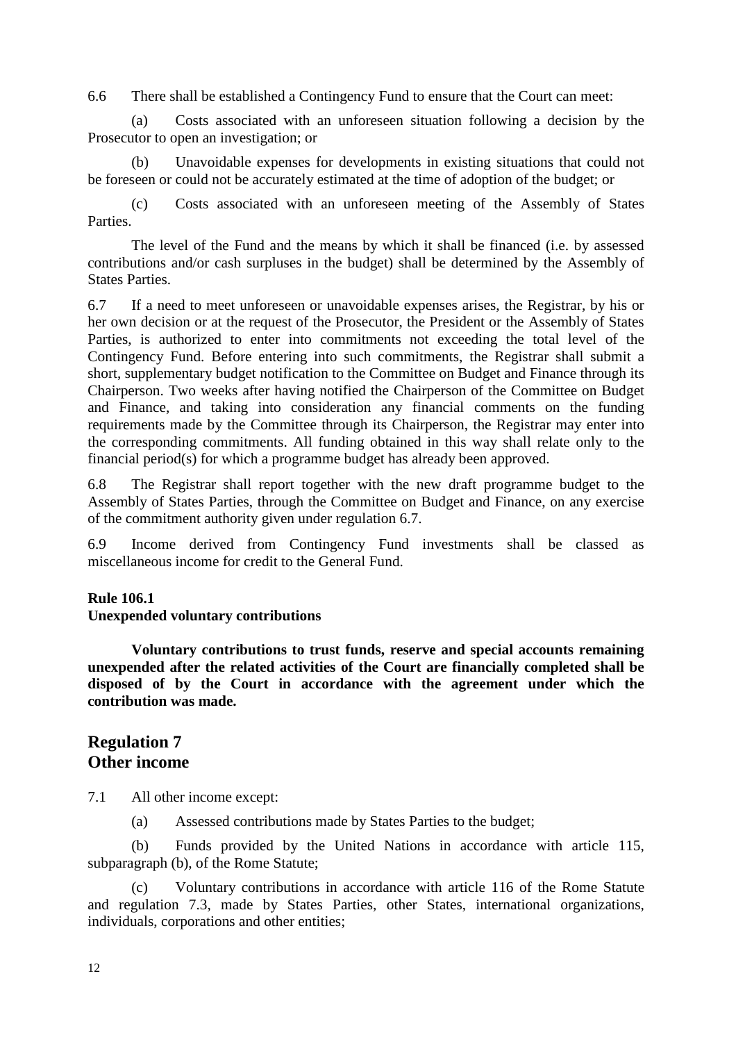6.6 There shall be established a Contingency Fund to ensure that the Court can meet:

(a) Costs associated with an unforeseen situation following a decision by the Prosecutor to open an investigation; or

(b) Unavoidable expenses for developments in existing situations that could not be foreseen or could not be accurately estimated at the time of adoption of the budget; or

(c) Costs associated with an unforeseen meeting of the Assembly of States Parties.

The level of the Fund and the means by which it shall be financed (i.e. by assessed contributions and/or cash surpluses in the budget) shall be determined by the Assembly of States Parties.

6.7 If a need to meet unforeseen or unavoidable expenses arises, the Registrar, by his or her own decision or at the request of the Prosecutor, the President or the Assembly of States Parties, is authorized to enter into commitments not exceeding the total level of the Contingency Fund. Before entering into such commitments, the Registrar shall submit a short, supplementary budget notification to the Committee on Budget and Finance through its Chairperson. Two weeks after having notified the Chairperson of the Committee on Budget and Finance, and taking into consideration any financial comments on the funding requirements made by the Committee through its Chairperson, the Registrar may enter into the corresponding commitments. All funding obtained in this way shall relate only to the financial period(s) for which a programme budget has already been approved.

6.8 The Registrar shall report together with the new draft programme budget to the Assembly of States Parties, through the Committee on Budget and Finance, on any exercise of the commitment authority given under regulation 6.7.

6.9 Income derived from Contingency Fund investments shall be classed as miscellaneous income for credit to the General Fund.

**Rule 106.1**
**Unexpended voluntary contributions**

**Voluntary contributions to trust funds, reserve and special accounts remaining unexpended after the related activities of the Court are financially completed shall be disposed of by the Court in accordance with the agreement under which the contribution was made.**

## Regulation 7
## Other income

7.1 All other income except:

(a) Assessed contributions made by States Parties to the budget;

(b) Funds provided by the United Nations in accordance with article 115, subparagraph (b), of the Rome Statute;

(c) Voluntary contributions in accordance with article 116 of the Rome Statute and regulation 7.3, made by States Parties, other States, international organizations, individuals, corporations and other entities;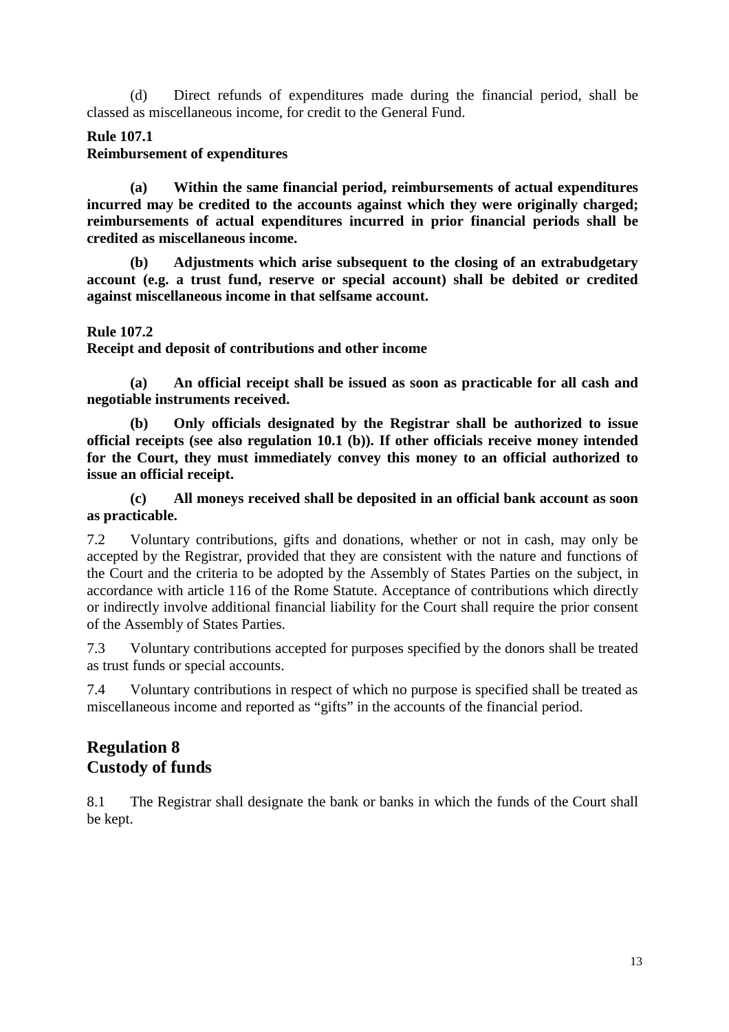(d) Direct refunds of expenditures made during the financial period, shall be classed as miscellaneous income, for credit to the General Fund.

**Rule 107.1**
**Reimbursement of expenditures**

**(a) Within the same financial period, reimbursements of actual expenditures incurred may be credited to the accounts against which they were originally charged; reimbursements of actual expenditures incurred in prior financial periods shall be credited as miscellaneous income.**

**(b) Adjustments which arise subsequent to the closing of an extrabudgetary account (e.g. a trust fund, reserve or special account) shall be debited or credited against miscellaneous income in that selfsame account.**

**Rule 107.2**
**Receipt and deposit of contributions and other income**

**(a) An official receipt shall be issued as soon as practicable for all cash and negotiable instruments received.**

**(b) Only officials designated by the Registrar shall be authorized to issue official receipts (see also regulation 10.1 (b)). If other officials receive money intended for the Court, they must immediately convey this money to an official authorized to issue an official receipt.**

**(c) All moneys received shall be deposited in an official bank account as soon as practicable.**

7.2 Voluntary contributions, gifts and donations, whether or not in cash, may only be accepted by the Registrar, provided that they are consistent with the nature and functions of the Court and the criteria to be adopted by the Assembly of States Parties on the subject, in accordance with article 116 of the Rome Statute. Acceptance of contributions which directly or indirectly involve additional financial liability for the Court shall require the prior consent of the Assembly of States Parties.

7.3 Voluntary contributions accepted for purposes specified by the donors shall be treated as trust funds or special accounts.

7.4 Voluntary contributions in respect of which no purpose is specified shall be treated as miscellaneous income and reported as "gifts" in the accounts of the financial period.

## Regulation 8
## Custody of funds

8.1 The Registrar shall designate the bank or banks in which the funds of the Court shall be kept.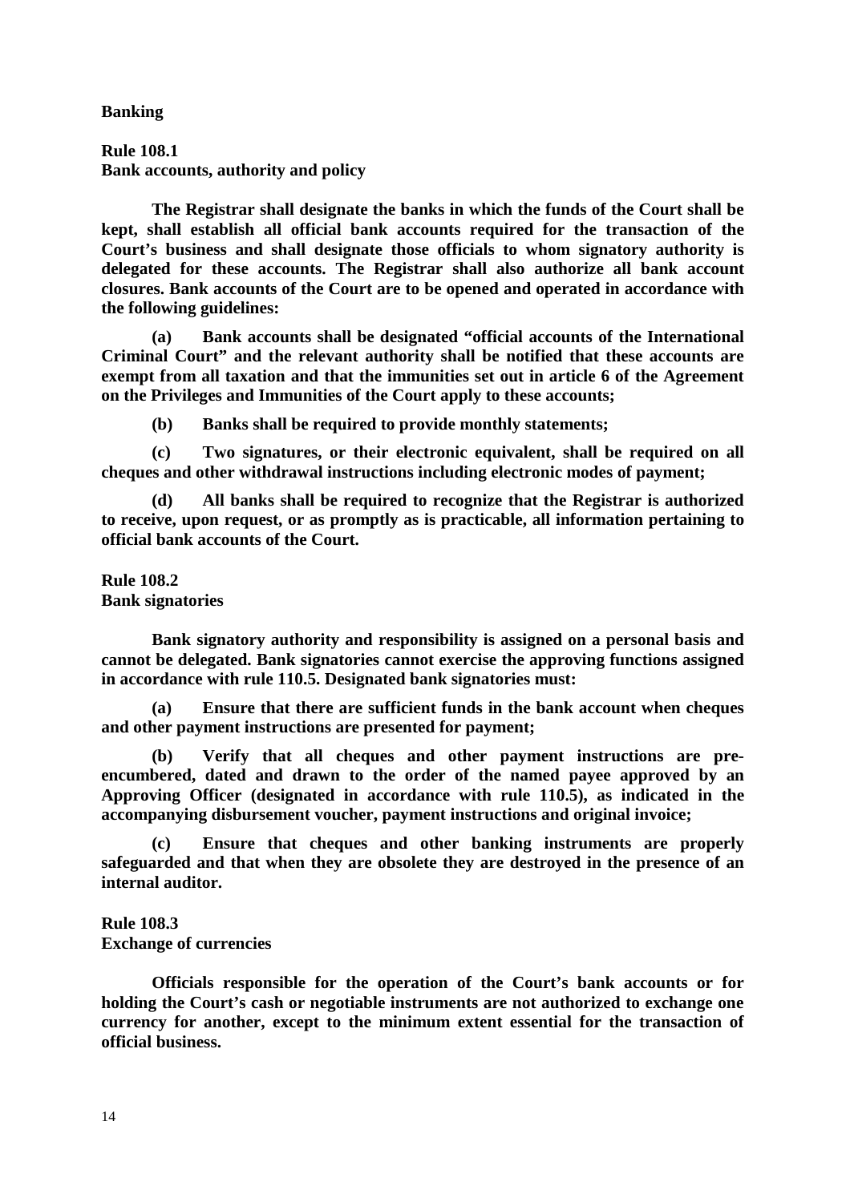**Banking**

**Rule 108.1**
**Bank accounts, authority and policy**

**The Registrar shall designate the banks in which the funds of the Court shall be kept, shall establish all official bank accounts required for the transaction of the Court's business and shall designate those officials to whom signatory authority is delegated for these accounts. The Registrar shall also authorize all bank account closures. Bank accounts of the Court are to be opened and operated in accordance with the following guidelines:**

**(a) Bank accounts shall be designated "official accounts of the International Criminal Court" and the relevant authority shall be notified that these accounts are exempt from all taxation and that the immunities set out in article 6 of the Agreement on the Privileges and Immunities of the Court apply to these accounts;**

**(b) Banks shall be required to provide monthly statements;**

**(c) Two signatures, or their electronic equivalent, shall be required on all cheques and other withdrawal instructions including electronic modes of payment;**

**(d) All banks shall be required to recognize that the Registrar is authorized to receive, upon request, or as promptly as is practicable, all information pertaining to official bank accounts of the Court.**

**Rule 108.2**
**Bank signatories**

**Bank signatory authority and responsibility is assigned on a personal basis and cannot be delegated. Bank signatories cannot exercise the approving functions assigned in accordance with rule 110.5. Designated bank signatories must:**

**(a) Ensure that there are sufficient funds in the bank account when cheques and other payment instructions are presented for payment;**

**(b) Verify that all cheques and other payment instructions are pre-encumbered, dated and drawn to the order of the named payee approved by an Approving Officer (designated in accordance with rule 110.5), as indicated in the accompanying disbursement voucher, payment instructions and original invoice;**

**(c) Ensure that cheques and other banking instruments are properly safeguarded and that when they are obsolete they are destroyed in the presence of an internal auditor.**

**Rule 108.3**
**Exchange of currencies**

**Officials responsible for the operation of the Court's bank accounts or for holding the Court's cash or negotiable instruments are not authorized to exchange one currency for another, except to the minimum extent essential for the transaction of official business.**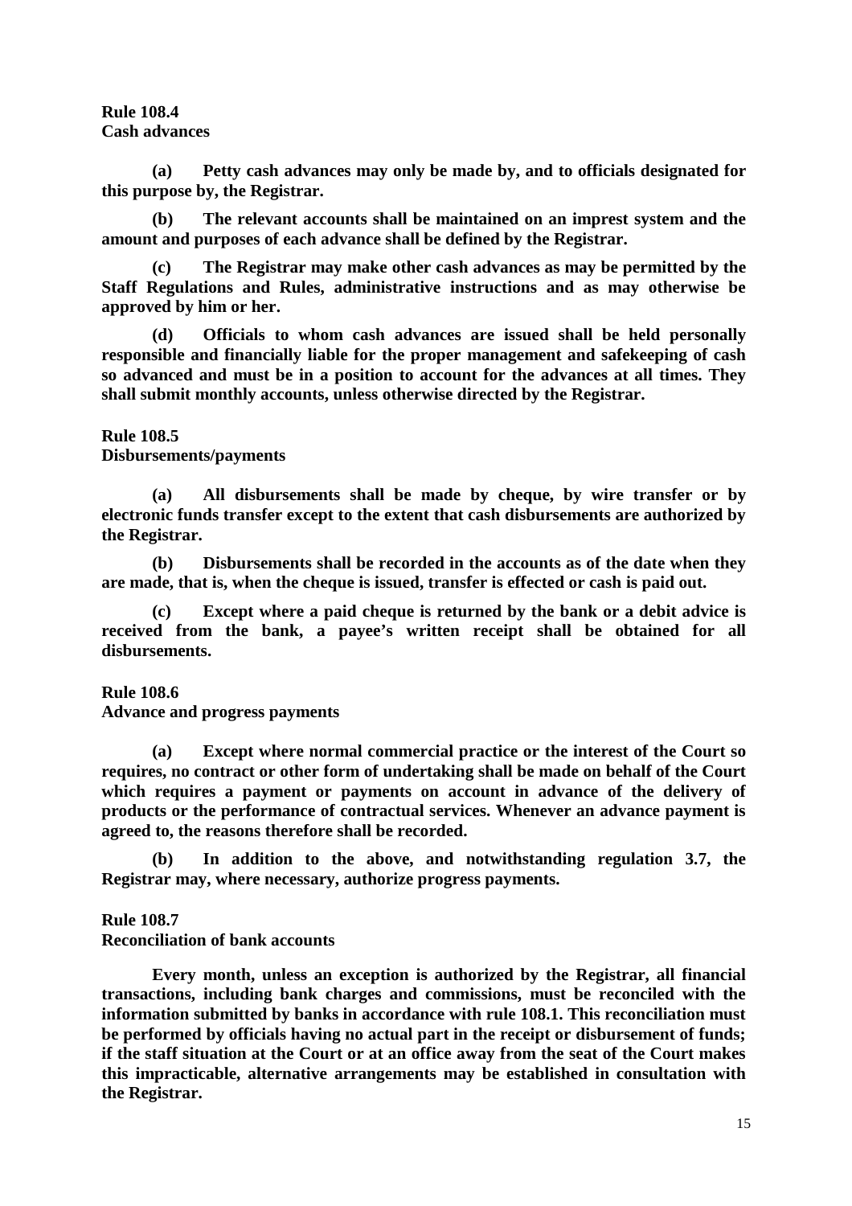**Rule 108.4**
**Cash advances**

**(a) Petty cash advances may only be made by, and to officials designated for this purpose by, the Registrar.**

**(b) The relevant accounts shall be maintained on an imprest system and the amount and purposes of each advance shall be defined by the Registrar.**

**(c) The Registrar may make other cash advances as may be permitted by the Staff Regulations and Rules, administrative instructions and as may otherwise be approved by him or her.**

**(d) Officials to whom cash advances are issued shall be held personally responsible and financially liable for the proper management and safekeeping of cash so advanced and must be in a position to account for the advances at all times. They shall submit monthly accounts, unless otherwise directed by the Registrar.**

**Rule 108.5**
**Disbursements/payments**

**(a) All disbursements shall be made by cheque, by wire transfer or by electronic funds transfer except to the extent that cash disbursements are authorized by the Registrar.**

**(b) Disbursements shall be recorded in the accounts as of the date when they are made, that is, when the cheque is issued, transfer is effected or cash is paid out.**

**(c) Except where a paid cheque is returned by the bank or a debit advice is received from the bank, a payee's written receipt shall be obtained for all disbursements.**

**Rule 108.6**
**Advance and progress payments**

**(a) Except where normal commercial practice or the interest of the Court so requires, no contract or other form of undertaking shall be made on behalf of the Court which requires a payment or payments on account in advance of the delivery of products or the performance of contractual services. Whenever an advance payment is agreed to, the reasons therefore shall be recorded.**

**(b) In addition to the above, and notwithstanding regulation 3.7, the Registrar may, where necessary, authorize progress payments.**

**Rule 108.7**
**Reconciliation of bank accounts**

**Every month, unless an exception is authorized by the Registrar, all financial transactions, including bank charges and commissions, must be reconciled with the information submitted by banks in accordance with rule 108.1. This reconciliation must be performed by officials having no actual part in the receipt or disbursement of funds; if the staff situation at the Court or at an office away from the seat of the Court makes this impracticable, alternative arrangements may be established in consultation with the Registrar.**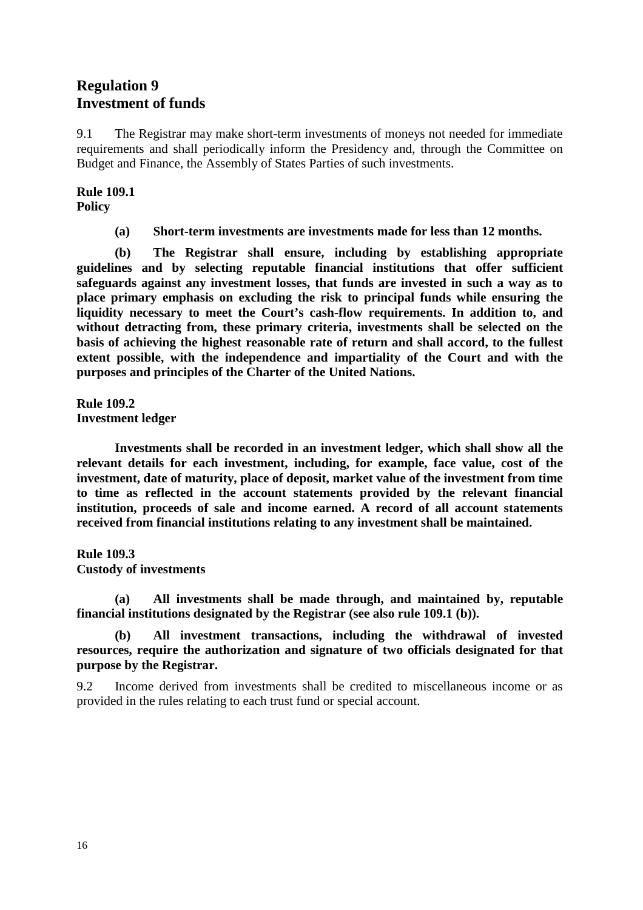## Regulation 9
## Investment of funds

9.1 The Registrar may make short-term investments of moneys not needed for immediate requirements and shall periodically inform the Presidency and, through the Committee on Budget and Finance, the Assembly of States Parties of such investments.

**Rule 109.1**
**Policy**

**(a) Short-term investments are investments made for less than 12 months.**

**(b) The Registrar shall ensure, including by establishing appropriate guidelines and by selecting reputable financial institutions that offer sufficient safeguards against any investment losses, that funds are invested in such a way as to place primary emphasis on excluding the risk to principal funds while ensuring the liquidity necessary to meet the Court's cash-flow requirements. In addition to, and without detracting from, these primary criteria, investments shall be selected on the basis of achieving the highest reasonable rate of return and shall accord, to the fullest extent possible, with the independence and impartiality of the Court and with the purposes and principles of the Charter of the United Nations.**

**Rule 109.2**
**Investment ledger**

**Investments shall be recorded in an investment ledger, which shall show all the relevant details for each investment, including, for example, face value, cost of the investment, date of maturity, place of deposit, market value of the investment from time to time as reflected in the account statements provided by the relevant financial institution, proceeds of sale and income earned. A record of all account statements received from financial institutions relating to any investment shall be maintained.**

**Rule 109.3**
**Custody of investments**

**(a) All investments shall be made through, and maintained by, reputable financial institutions designated by the Registrar (see also rule 109.1 (b)).**

**(b) All investment transactions, including the withdrawal of invested resources, require the authorization and signature of two officials designated for that purpose by the Registrar.**

9.2 Income derived from investments shall be credited to miscellaneous income or as provided in the rules relating to each trust fund or special account.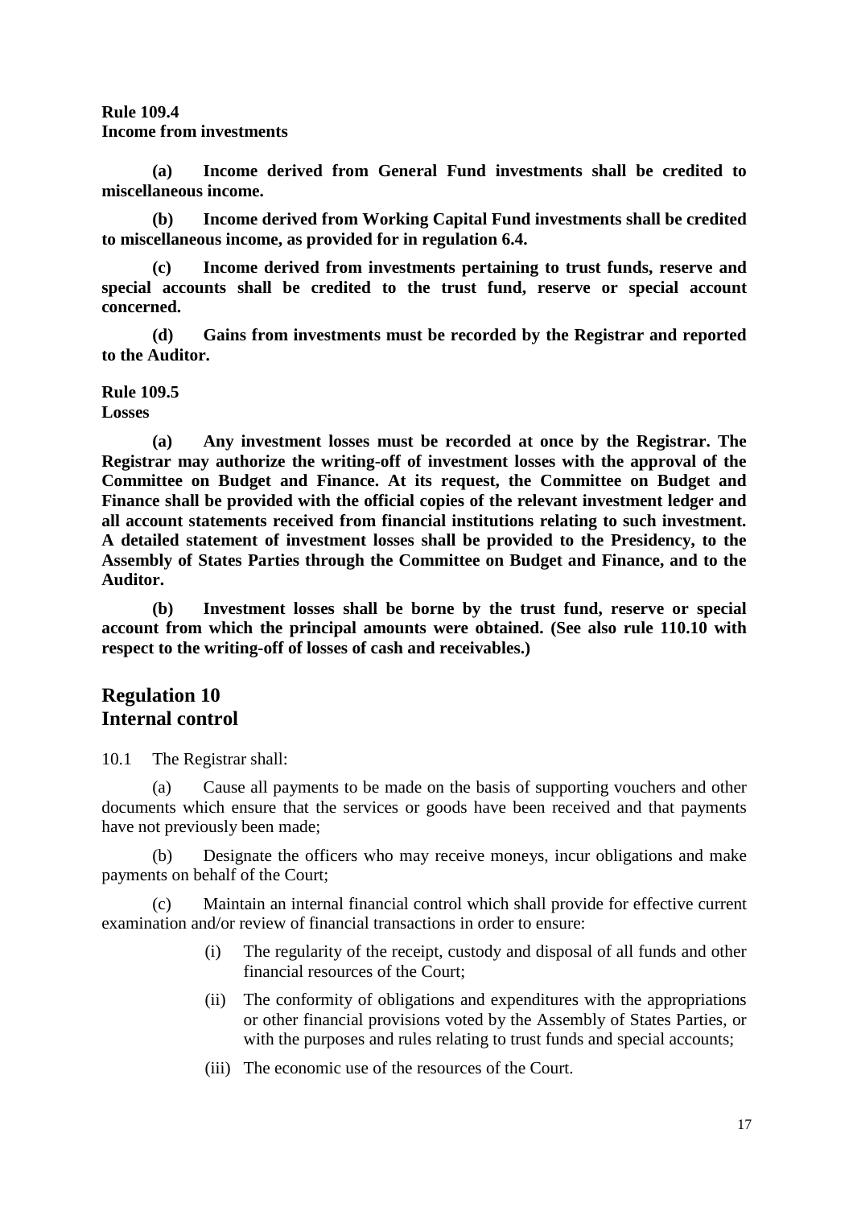**Rule 109.4**
**Income from investments**

**(a) Income derived from General Fund investments shall be credited to miscellaneous income.**

**(b) Income derived from Working Capital Fund investments shall be credited to miscellaneous income, as provided for in regulation 6.4.**

**(c) Income derived from investments pertaining to trust funds, reserve and special accounts shall be credited to the trust fund, reserve or special account concerned.**

**(d) Gains from investments must be recorded by the Registrar and reported to the Auditor.**

**Rule 109.5**
**Losses**

**(a) Any investment losses must be recorded at once by the Registrar. The Registrar may authorize the writing-off of investment losses with the approval of the Committee on Budget and Finance. At its request, the Committee on Budget and Finance shall be provided with the official copies of the relevant investment ledger and all account statements received from financial institutions relating to such investment. A detailed statement of investment losses shall be provided to the Presidency, to the Assembly of States Parties through the Committee on Budget and Finance, and to the Auditor.**

**(b) Investment losses shall be borne by the trust fund, reserve or special account from which the principal amounts were obtained. (See also rule 110.10 with respect to the writing-off of losses of cash and receivables.)**

## Regulation 10
## Internal control

10.1 The Registrar shall:

(a) Cause all payments to be made on the basis of supporting vouchers and other documents which ensure that the services or goods have been received and that payments have not previously been made;

(b) Designate the officers who may receive moneys, incur obligations and make payments on behalf of the Court;

(c) Maintain an internal financial control which shall provide for effective current examination and/or review of financial transactions in order to ensure:

(i) The regularity of the receipt, custody and disposal of all funds and other financial resources of the Court;

(ii) The conformity of obligations and expenditures with the appropriations or other financial provisions voted by the Assembly of States Parties, or with the purposes and rules relating to trust funds and special accounts;

(iii) The economic use of the resources of the Court.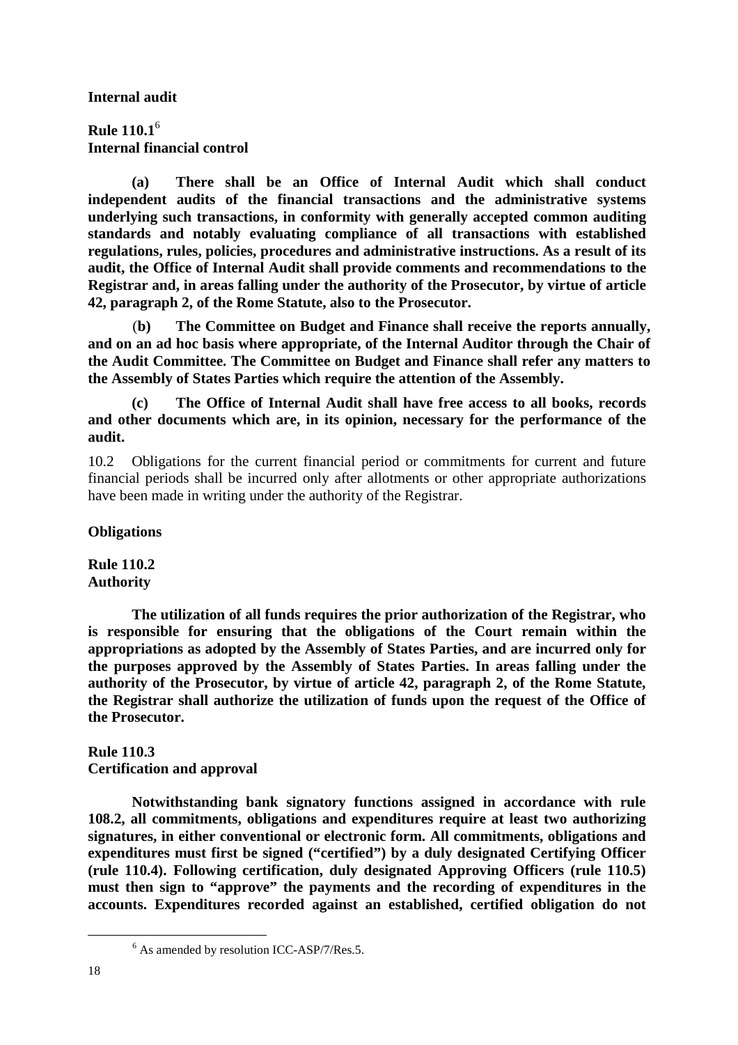**Internal audit**

**Rule 110.1**[6]
**Internal financial control**

**(a) There shall be an Office of Internal Audit which shall conduct independent audits of the financial transactions and the administrative systems underlying such transactions, in conformity with generally accepted common auditing standards and notably evaluating compliance of all transactions with established regulations, rules, policies, procedures and administrative instructions. As a result of its audit, the Office of Internal Audit shall provide comments and recommendations to the Registrar and, in areas falling under the authority of the Prosecutor, by virtue of article 42, paragraph 2, of the Rome Statute, also to the Prosecutor.**

(**b) The Committee on Budget and Finance shall receive the reports annually, and on an ad hoc basis where appropriate, of the Internal Auditor through the Chair of the Audit Committee. The Committee on Budget and Finance shall refer any matters to the Assembly of States Parties which require the attention of the Assembly.**

**(c) The Office of Internal Audit shall have free access to all books, records and other documents which are, in its opinion, necessary for the performance of the audit.**

10.2 Obligations for the current financial period or commitments for current and future financial periods shall be incurred only after allotments or other appropriate authorizations have been made in writing under the authority of the Registrar.

**Obligations**

**Rule 110.2**
**Authority**

**The utilization of all funds requires the prior authorization of the Registrar, who is responsible for ensuring that the obligations of the Court remain within the appropriations as adopted by the Assembly of States Parties, and are incurred only for the purposes approved by the Assembly of States Parties. In areas falling under the authority of the Prosecutor, by virtue of article 42, paragraph 2, of the Rome Statute, the Registrar shall authorize the utilization of funds upon the request of the Office of the Prosecutor.**

**Rule 110.3**
**Certification and approval**

**Notwithstanding bank signatory functions assigned in accordance with rule 108.2, all commitments, obligations and expenditures require at least two authorizing signatures, in either conventional or electronic form. All commitments, obligations and expenditures must first be signed ("certified") by a duly designated Certifying Officer (rule 110.4). Following certification, duly designated Approving Officers (rule 110.5) must then sign to "approve" the payments and the recording of expenditures in the accounts. Expenditures recorded against an established, certified obligation do not**

[6] As amended by resolution ICC-ASP/7/Res.5.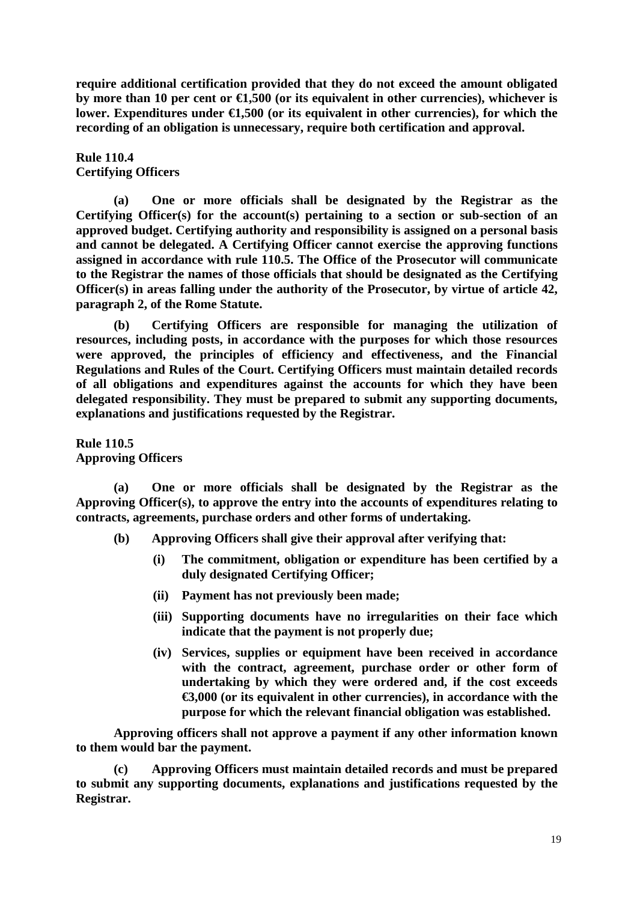**require additional certification provided that they do not exceed the amount obligated by more than 10 per cent or €1,500 (or its equivalent in other currencies), whichever is lower. Expenditures under €1,500 (or its equivalent in other currencies), for which the recording of an obligation is unnecessary, require both certification and approval.**

**Rule 110.4**
**Certifying Officers**

**(a) One or more officials shall be designated by the Registrar as the Certifying Officer(s) for the account(s) pertaining to a section or sub-section of an approved budget. Certifying authority and responsibility is assigned on a personal basis and cannot be delegated. A Certifying Officer cannot exercise the approving functions assigned in accordance with rule 110.5. The Office of the Prosecutor will communicate to the Registrar the names of those officials that should be designated as the Certifying Officer(s) in areas falling under the authority of the Prosecutor, by virtue of article 42, paragraph 2, of the Rome Statute.**

**(b) Certifying Officers are responsible for managing the utilization of resources, including posts, in accordance with the purposes for which those resources were approved, the principles of efficiency and effectiveness, and the Financial Regulations and Rules of the Court. Certifying Officers must maintain detailed records of all obligations and expenditures against the accounts for which they have been delegated responsibility. They must be prepared to submit any supporting documents, explanations and justifications requested by the Registrar.**

**Rule 110.5**
**Approving Officers**

**(a) One or more officials shall be designated by the Registrar as the Approving Officer(s), to approve the entry into the accounts of expenditures relating to contracts, agreements, purchase orders and other forms of undertaking.**

**(b) Approving Officers shall give their approval after verifying that:**

- **(i) The commitment, obligation or expenditure has been certified by a duly designated Certifying Officer;**
- **(ii) Payment has not previously been made;**
- **(iii) Supporting documents have no irregularities on their face which indicate that the payment is not properly due;**
- **(iv) Services, supplies or equipment have been received in accordance with the contract, agreement, purchase order or other form of undertaking by which they were ordered and, if the cost exceeds €3,000 (or its equivalent in other currencies), in accordance with the purpose for which the relevant financial obligation was established.**

**Approving officers shall not approve a payment if any other information known to them would bar the payment.**

**(c) Approving Officers must maintain detailed records and must be prepared to submit any supporting documents, explanations and justifications requested by the Registrar.**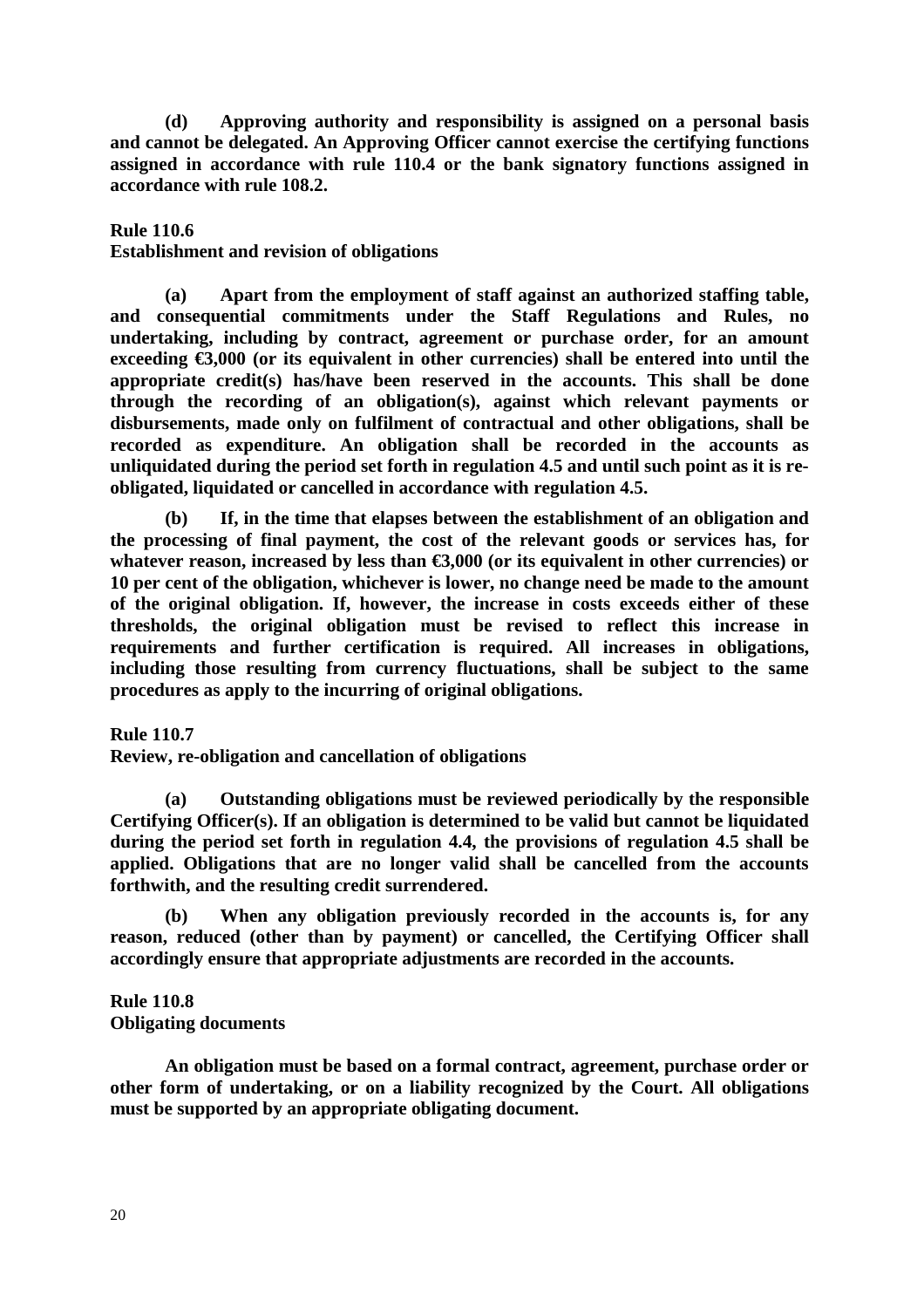**(d) Approving authority and responsibility is assigned on a personal basis and cannot be delegated. An Approving Officer cannot exercise the certifying functions assigned in accordance with rule 110.4 or the bank signatory functions assigned in accordance with rule 108.2.**

**Rule 110.6**
**Establishment and revision of obligations**

**(a) Apart from the employment of staff against an authorized staffing table, and consequential commitments under the Staff Regulations and Rules, no undertaking, including by contract, agreement or purchase order, for an amount exceeding €3,000 (or its equivalent in other currencies) shall be entered into until the appropriate credit(s) has/have been reserved in the accounts. This shall be done through the recording of an obligation(s), against which relevant payments or disbursements, made only on fulfilment of contractual and other obligations, shall be recorded as expenditure. An obligation shall be recorded in the accounts as unliquidated during the period set forth in regulation 4.5 and until such point as it is re-obligated, liquidated or cancelled in accordance with regulation 4.5.**

**(b) If, in the time that elapses between the establishment of an obligation and the processing of final payment, the cost of the relevant goods or services has, for whatever reason, increased by less than €3,000 (or its equivalent in other currencies) or 10 per cent of the obligation, whichever is lower, no change need be made to the amount of the original obligation. If, however, the increase in costs exceeds either of these thresholds, the original obligation must be revised to reflect this increase in requirements and further certification is required. All increases in obligations, including those resulting from currency fluctuations, shall be subject to the same procedures as apply to the incurring of original obligations.**

**Rule 110.7**
**Review, re-obligation and cancellation of obligations**

**(a) Outstanding obligations must be reviewed periodically by the responsible Certifying Officer(s). If an obligation is determined to be valid but cannot be liquidated during the period set forth in regulation 4.4, the provisions of regulation 4.5 shall be applied. Obligations that are no longer valid shall be cancelled from the accounts forthwith, and the resulting credit surrendered.**

**(b) When any obligation previously recorded in the accounts is, for any reason, reduced (other than by payment) or cancelled, the Certifying Officer shall accordingly ensure that appropriate adjustments are recorded in the accounts.**

**Rule 110.8**
**Obligating documents**

**An obligation must be based on a formal contract, agreement, purchase order or other form of undertaking, or on a liability recognized by the Court. All obligations must be supported by an appropriate obligating document.**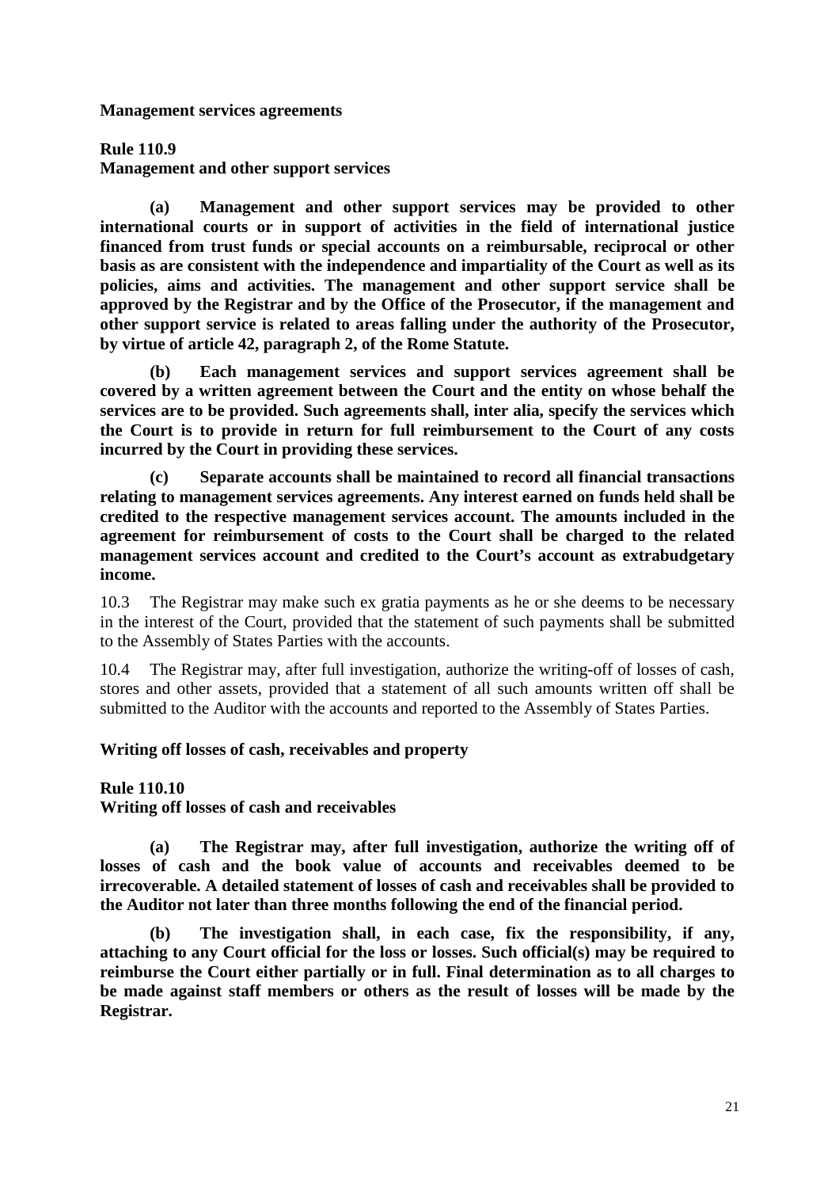**Management services agreements**

**Rule 110.9**
**Management and other support services**

**(a) Management and other support services may be provided to other international courts or in support of activities in the field of international justice financed from trust funds or special accounts on a reimbursable, reciprocal or other basis as are consistent with the independence and impartiality of the Court as well as its policies, aims and activities. The management and other support service shall be approved by the Registrar and by the Office of the Prosecutor, if the management and other support service is related to areas falling under the authority of the Prosecutor, by virtue of article 42, paragraph 2, of the Rome Statute.**

**(b) Each management services and support services agreement shall be covered by a written agreement between the Court and the entity on whose behalf the services are to be provided. Such agreements shall, inter alia, specify the services which the Court is to provide in return for full reimbursement to the Court of any costs incurred by the Court in providing these services.**

**(c) Separate accounts shall be maintained to record all financial transactions relating to management services agreements. Any interest earned on funds held shall be credited to the respective management services account. The amounts included in the agreement for reimbursement of costs to the Court shall be charged to the related management services account and credited to the Court's account as extrabudgetary income.**

10.3 The Registrar may make such ex gratia payments as he or she deems to be necessary in the interest of the Court, provided that the statement of such payments shall be submitted to the Assembly of States Parties with the accounts.

10.4 The Registrar may, after full investigation, authorize the writing-off of losses of cash, stores and other assets, provided that a statement of all such amounts written off shall be submitted to the Auditor with the accounts and reported to the Assembly of States Parties.

**Writing off losses of cash, receivables and property**

**Rule 110.10**
**Writing off losses of cash and receivables**

**(a) The Registrar may, after full investigation, authorize the writing off of losses of cash and the book value of accounts and receivables deemed to be irrecoverable. A detailed statement of losses of cash and receivables shall be provided to the Auditor not later than three months following the end of the financial period.**

**(b) The investigation shall, in each case, fix the responsibility, if any, attaching to any Court official for the loss or losses. Such official(s) may be required to reimburse the Court either partially or in full. Final determination as to all charges to be made against staff members or others as the result of losses will be made by the Registrar.**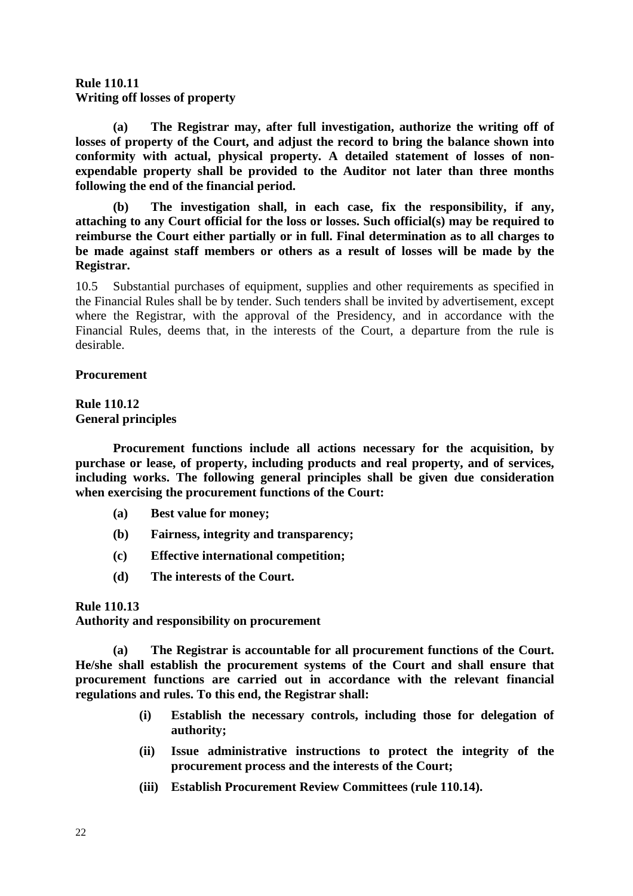**Rule 110.11**
**Writing off losses of property**

**(a) The Registrar may, after full investigation, authorize the writing off of losses of property of the Court, and adjust the record to bring the balance shown into conformity with actual, physical property. A detailed statement of losses of non-expendable property shall be provided to the Auditor not later than three months following the end of the financial period.**

**(b) The investigation shall, in each case, fix the responsibility, if any, attaching to any Court official for the loss or losses. Such official(s) may be required to reimburse the Court either partially or in full. Final determination as to all charges to be made against staff members or others as a result of losses will be made by the Registrar.**

10.5 Substantial purchases of equipment, supplies and other requirements as specified in the Financial Rules shall be by tender. Such tenders shall be invited by advertisement, except where the Registrar, with the approval of the Presidency, and in accordance with the Financial Rules, deems that, in the interests of the Court, a departure from the rule is desirable.

**Procurement**

**Rule 110.12**
**General principles**

**Procurement functions include all actions necessary for the acquisition, by purchase or lease, of property, including products and real property, and of services, including works. The following general principles shall be given due consideration when exercising the procurement functions of the Court:**

**(a) Best value for money;**

**(b) Fairness, integrity and transparency;**

**(c) Effective international competition;**

**(d) The interests of the Court.**

**Rule 110.13**
**Authority and responsibility on procurement**

**(a) The Registrar is accountable for all procurement functions of the Court. He/she shall establish the procurement systems of the Court and shall ensure that procurement functions are carried out in accordance with the relevant financial regulations and rules. To this end, the Registrar shall:**

**(i) Establish the necessary controls, including those for delegation of authority;**

**(ii) Issue administrative instructions to protect the integrity of the procurement process and the interests of the Court;**

**(iii) Establish Procurement Review Committees (rule 110.14).**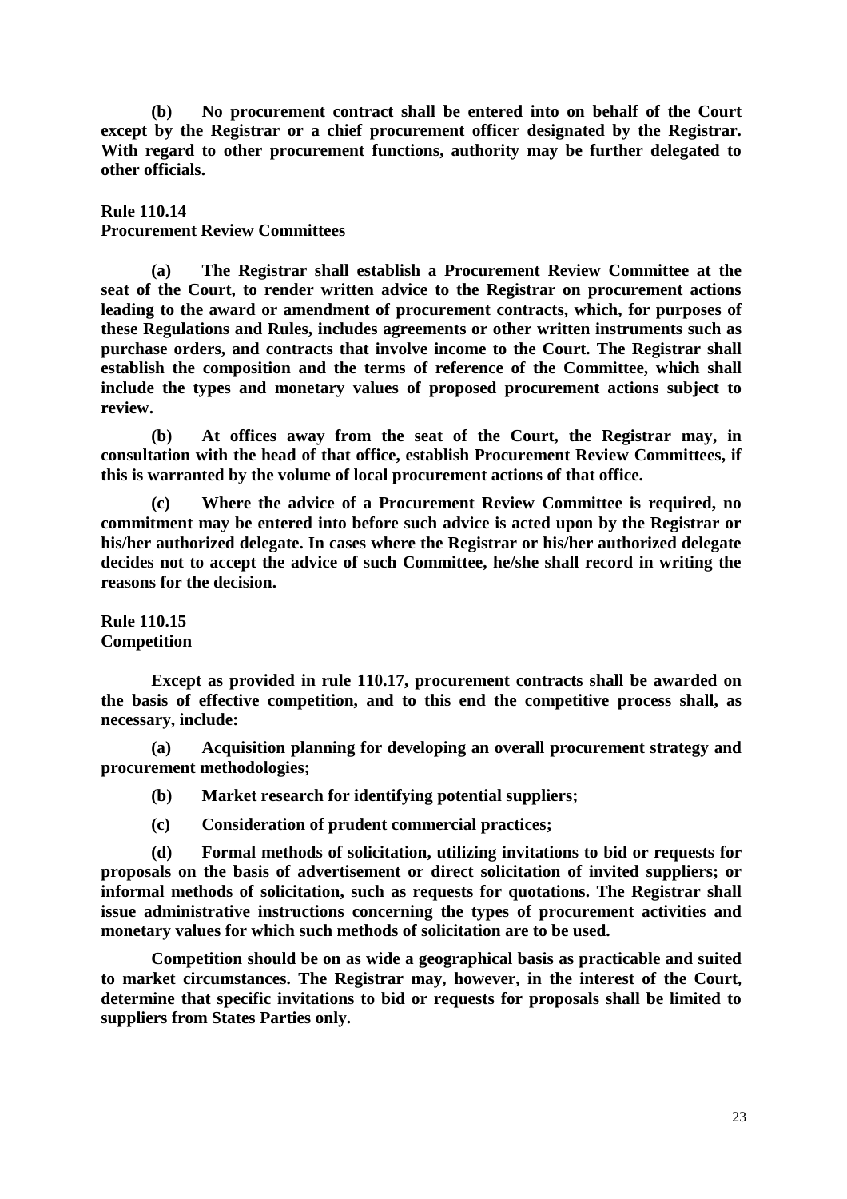**(b) No procurement contract shall be entered into on behalf of the Court except by the Registrar or a chief procurement officer designated by the Registrar. With regard to other procurement functions, authority may be further delegated to other officials.**

**Rule 110.14**
**Procurement Review Committees**

**(a) The Registrar shall establish a Procurement Review Committee at the seat of the Court, to render written advice to the Registrar on procurement actions leading to the award or amendment of procurement contracts, which, for purposes of these Regulations and Rules, includes agreements or other written instruments such as purchase orders, and contracts that involve income to the Court. The Registrar shall establish the composition and the terms of reference of the Committee, which shall include the types and monetary values of proposed procurement actions subject to review.**

**(b) At offices away from the seat of the Court, the Registrar may, in consultation with the head of that office, establish Procurement Review Committees, if this is warranted by the volume of local procurement actions of that office.**

**(c) Where the advice of a Procurement Review Committee is required, no commitment may be entered into before such advice is acted upon by the Registrar or his/her authorized delegate. In cases where the Registrar or his/her authorized delegate decides not to accept the advice of such Committee, he/she shall record in writing the reasons for the decision.**

**Rule 110.15**
**Competition**

**Except as provided in rule 110.17, procurement contracts shall be awarded on the basis of effective competition, and to this end the competitive process shall, as necessary, include:**

**(a) Acquisition planning for developing an overall procurement strategy and procurement methodologies;**

**(b) Market research for identifying potential suppliers;**

**(c) Consideration of prudent commercial practices;**

**(d) Formal methods of solicitation, utilizing invitations to bid or requests for proposals on the basis of advertisement or direct solicitation of invited suppliers; or informal methods of solicitation, such as requests for quotations. The Registrar shall issue administrative instructions concerning the types of procurement activities and monetary values for which such methods of solicitation are to be used.**

**Competition should be on as wide a geographical basis as practicable and suited to market circumstances. The Registrar may, however, in the interest of the Court, determine that specific invitations to bid or requests for proposals shall be limited to suppliers from States Parties only.**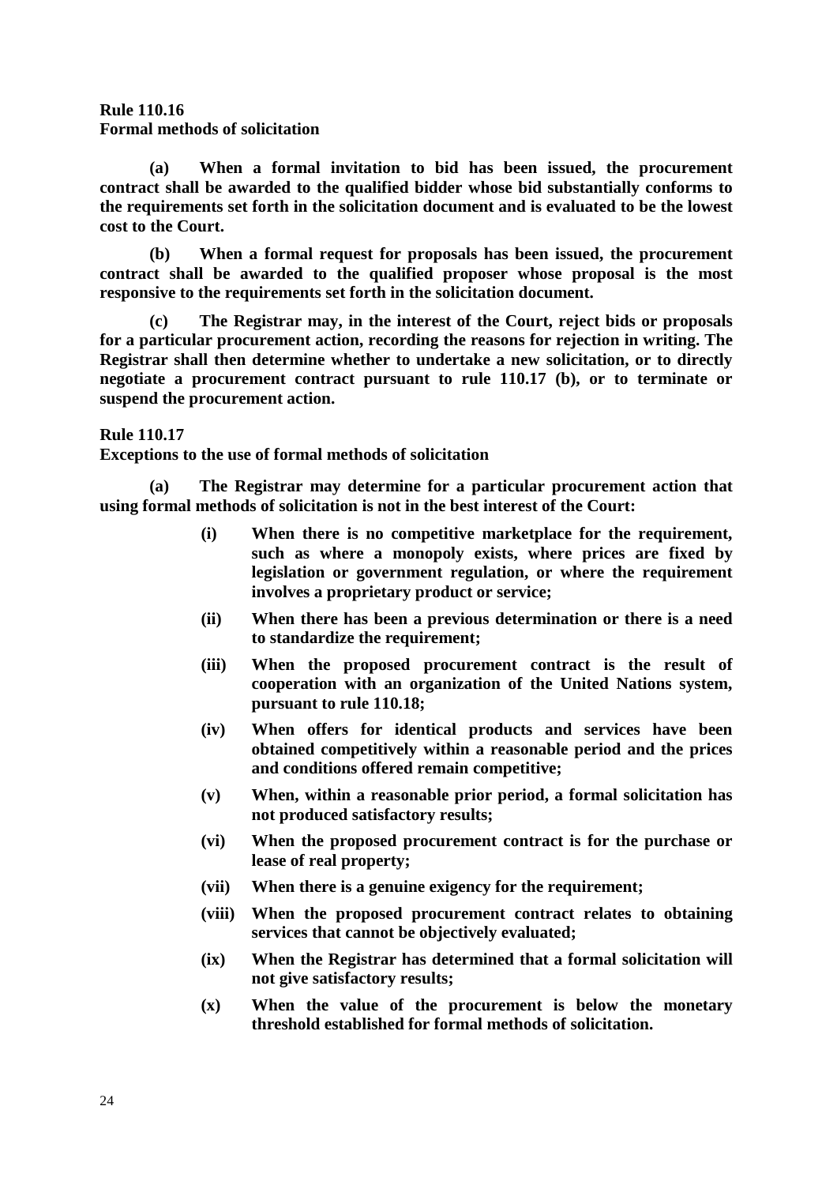**Rule 110.16**
**Formal methods of solicitation**

**(a) When a formal invitation to bid has been issued, the procurement contract shall be awarded to the qualified bidder whose bid substantially conforms to the requirements set forth in the solicitation document and is evaluated to be the lowest cost to the Court.**

**(b) When a formal request for proposals has been issued, the procurement contract shall be awarded to the qualified proposer whose proposal is the most responsive to the requirements set forth in the solicitation document.**

**(c) The Registrar may, in the interest of the Court, reject bids or proposals for a particular procurement action, recording the reasons for rejection in writing. The Registrar shall then determine whether to undertake a new solicitation, or to directly negotiate a procurement contract pursuant to rule 110.17 (b), or to terminate or suspend the procurement action.**

**Rule 110.17**
**Exceptions to the use of formal methods of solicitation**

**(a) The Registrar may determine for a particular procurement action that using formal methods of solicitation is not in the best interest of the Court:**

- **(i) When there is no competitive marketplace for the requirement, such as where a monopoly exists, where prices are fixed by legislation or government regulation, or where the requirement involves a proprietary product or service;**
- **(ii) When there has been a previous determination or there is a need to standardize the requirement;**
- **(iii) When the proposed procurement contract is the result of cooperation with an organization of the United Nations system, pursuant to rule 110.18;**
- **(iv) When offers for identical products and services have been obtained competitively within a reasonable period and the prices and conditions offered remain competitive;**
- **(v) When, within a reasonable prior period, a formal solicitation has not produced satisfactory results;**
- **(vi) When the proposed procurement contract is for the purchase or lease of real property;**
- **(vii) When there is a genuine exigency for the requirement;**
- **(viii) When the proposed procurement contract relates to obtaining services that cannot be objectively evaluated;**
- **(ix) When the Registrar has determined that a formal solicitation will not give satisfactory results;**
- **(x) When the value of the procurement is below the monetary threshold established for formal methods of solicitation.**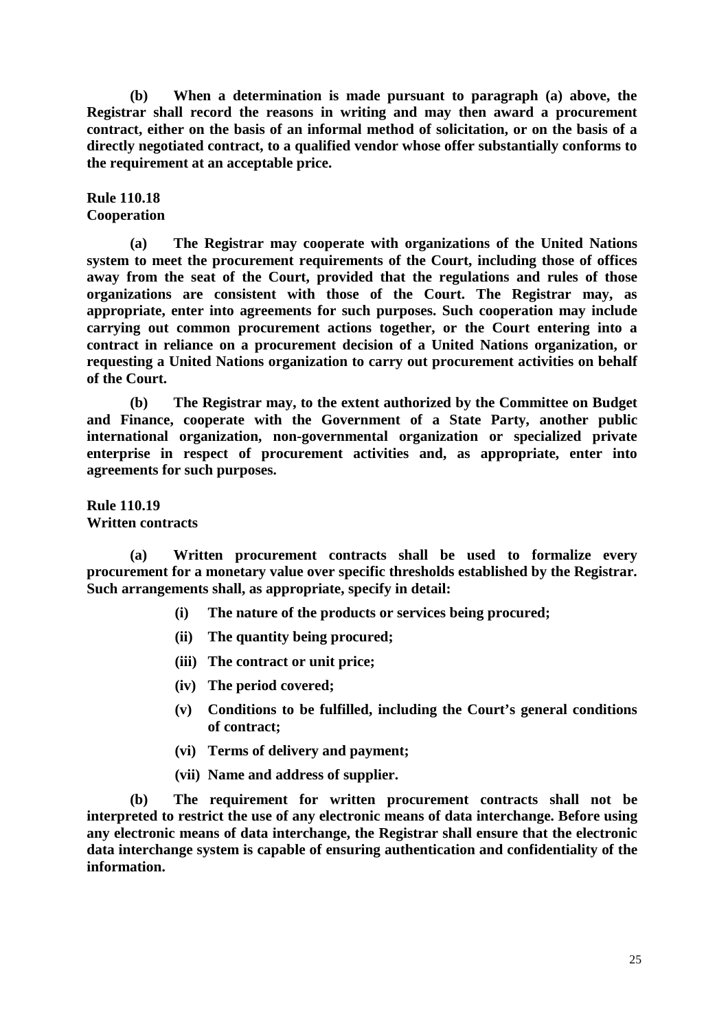**(b) When a determination is made pursuant to paragraph (a) above, the Registrar shall record the reasons in writing and may then award a procurement contract, either on the basis of an informal method of solicitation, or on the basis of a directly negotiated contract, to a qualified vendor whose offer substantially conforms to the requirement at an acceptable price.**

**Rule 110.18**
**Cooperation**

**(a) The Registrar may cooperate with organizations of the United Nations system to meet the procurement requirements of the Court, including those of offices away from the seat of the Court, provided that the regulations and rules of those organizations are consistent with those of the Court. The Registrar may, as appropriate, enter into agreements for such purposes. Such cooperation may include carrying out common procurement actions together, or the Court entering into a contract in reliance on a procurement decision of a United Nations organization, or requesting a United Nations organization to carry out procurement activities on behalf of the Court.**

**(b) The Registrar may, to the extent authorized by the Committee on Budget and Finance, cooperate with the Government of a State Party, another public international organization, non-governmental organization or specialized private enterprise in respect of procurement activities and, as appropriate, enter into agreements for such purposes.**

**Rule 110.19**
**Written contracts**

**(a) Written procurement contracts shall be used to formalize every procurement for a monetary value over specific thresholds established by the Registrar. Such arrangements shall, as appropriate, specify in detail:**

- **(i) The nature of the products or services being procured;**
- **(ii) The quantity being procured;**
- **(iii) The contract or unit price;**
- **(iv) The period covered;**
- **(v) Conditions to be fulfilled, including the Court's general conditions of contract;**
- **(vi) Terms of delivery and payment;**
- **(vii) Name and address of supplier.**

**(b) The requirement for written procurement contracts shall not be interpreted to restrict the use of any electronic means of data interchange. Before using any electronic means of data interchange, the Registrar shall ensure that the electronic data interchange system is capable of ensuring authentication and confidentiality of the information.**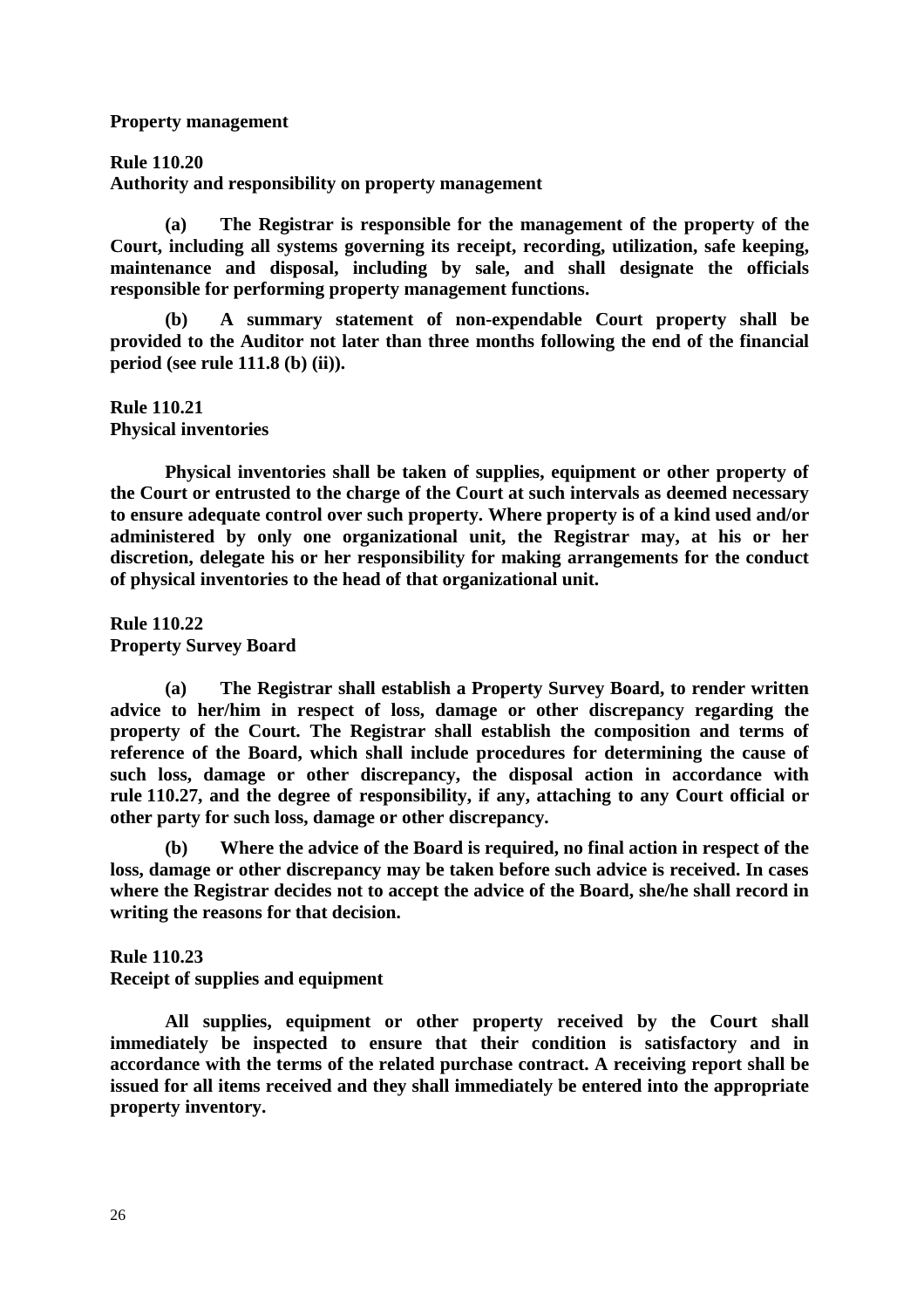**Property management**

**Rule 110.20**
**Authority and responsibility on property management**

**(a) The Registrar is responsible for the management of the property of the Court, including all systems governing its receipt, recording, utilization, safe keeping, maintenance and disposal, including by sale, and shall designate the officials responsible for performing property management functions.**

**(b) A summary statement of non-expendable Court property shall be provided to the Auditor not later than three months following the end of the financial period (see rule 111.8 (b) (ii)).**

**Rule 110.21**
**Physical inventories**

**Physical inventories shall be taken of supplies, equipment or other property of the Court or entrusted to the charge of the Court at such intervals as deemed necessary to ensure adequate control over such property. Where property is of a kind used and/or administered by only one organizational unit, the Registrar may, at his or her discretion, delegate his or her responsibility for making arrangements for the conduct of physical inventories to the head of that organizational unit.**

**Rule 110.22**
**Property Survey Board**

**(a) The Registrar shall establish a Property Survey Board, to render written advice to her/him in respect of loss, damage or other discrepancy regarding the property of the Court. The Registrar shall establish the composition and terms of reference of the Board, which shall include procedures for determining the cause of such loss, damage or other discrepancy, the disposal action in accordance with rule 110.27, and the degree of responsibility, if any, attaching to any Court official or other party for such loss, damage or other discrepancy.**

**(b) Where the advice of the Board is required, no final action in respect of the loss, damage or other discrepancy may be taken before such advice is received. In cases where the Registrar decides not to accept the advice of the Board, she/he shall record in writing the reasons for that decision.**

**Rule 110.23**
**Receipt of supplies and equipment**

**All supplies, equipment or other property received by the Court shall immediately be inspected to ensure that their condition is satisfactory and in accordance with the terms of the related purchase contract. A receiving report shall be issued for all items received and they shall immediately be entered into the appropriate property inventory.**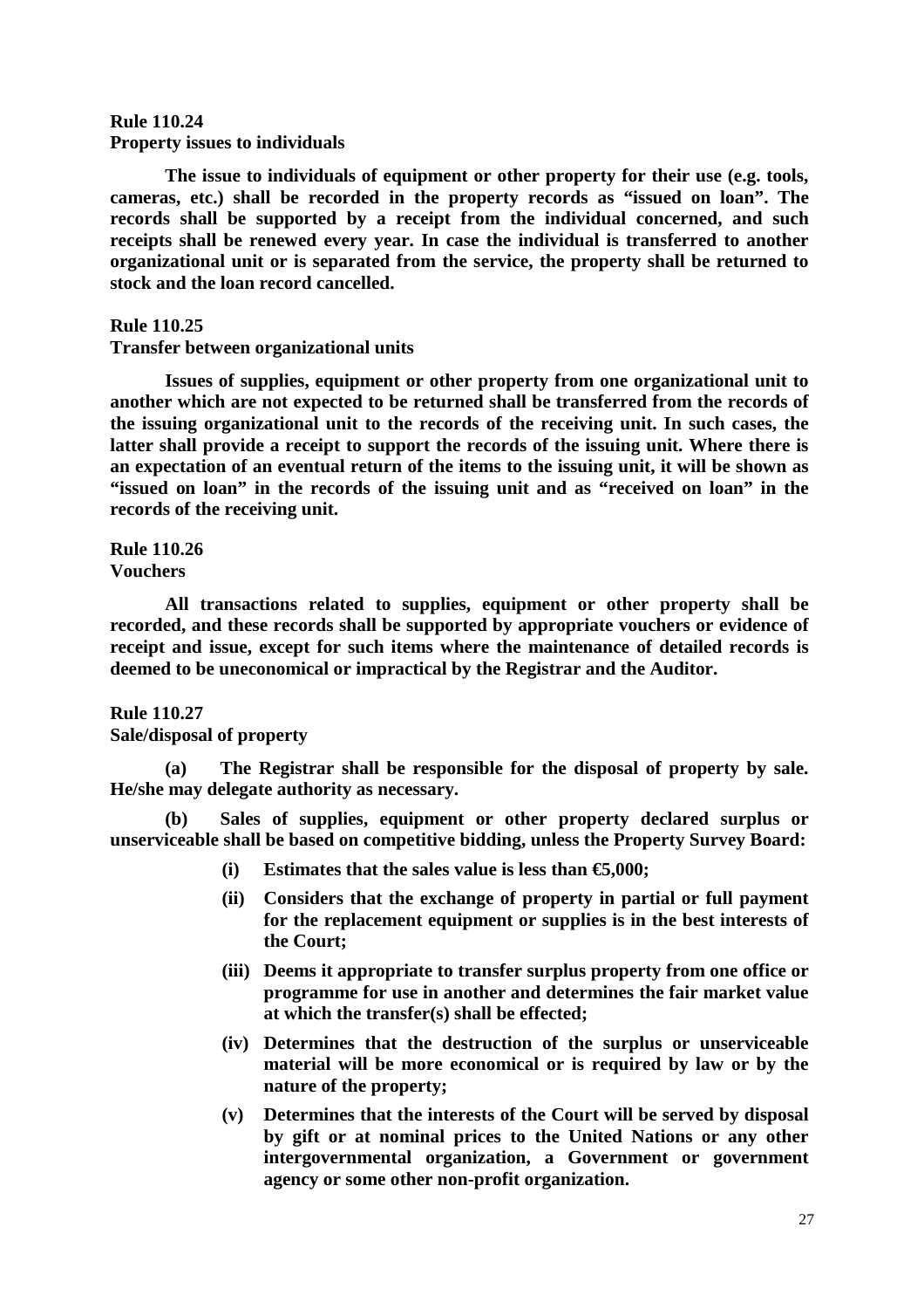**Rule 110.24**
**Property issues to individuals**

**The issue to individuals of equipment or other property for their use (e.g. tools, cameras, etc.) shall be recorded in the property records as "issued on loan". The records shall be supported by a receipt from the individual concerned, and such receipts shall be renewed every year. In case the individual is transferred to another organizational unit or is separated from the service, the property shall be returned to stock and the loan record cancelled.**

**Rule 110.25**
**Transfer between organizational units**

**Issues of supplies, equipment or other property from one organizational unit to another which are not expected to be returned shall be transferred from the records of the issuing organizational unit to the records of the receiving unit. In such cases, the latter shall provide a receipt to support the records of the issuing unit. Where there is an expectation of an eventual return of the items to the issuing unit, it will be shown as "issued on loan" in the records of the issuing unit and as "received on loan" in the records of the receiving unit.**

**Rule 110.26**
**Vouchers**

**All transactions related to supplies, equipment or other property shall be recorded, and these records shall be supported by appropriate vouchers or evidence of receipt and issue, except for such items where the maintenance of detailed records is deemed to be uneconomical or impractical by the Registrar and the Auditor.**

**Rule 110.27**
**Sale/disposal of property**

**(a) The Registrar shall be responsible for the disposal of property by sale. He/she may delegate authority as necessary.**

**(b) Sales of supplies, equipment or other property declared surplus or unserviceable shall be based on competitive bidding, unless the Property Survey Board:**

- **(i) Estimates that the sales value is less than €5,000;**
- **(ii) Considers that the exchange of property in partial or full payment for the replacement equipment or supplies is in the best interests of the Court;**
- **(iii) Deems it appropriate to transfer surplus property from one office or programme for use in another and determines the fair market value at which the transfer(s) shall be effected;**
- **(iv) Determines that the destruction of the surplus or unserviceable material will be more economical or is required by law or by the nature of the property;**
- **(v) Determines that the interests of the Court will be served by disposal by gift or at nominal prices to the United Nations or any other intergovernmental organization, a Government or government agency or some other non-profit organization.**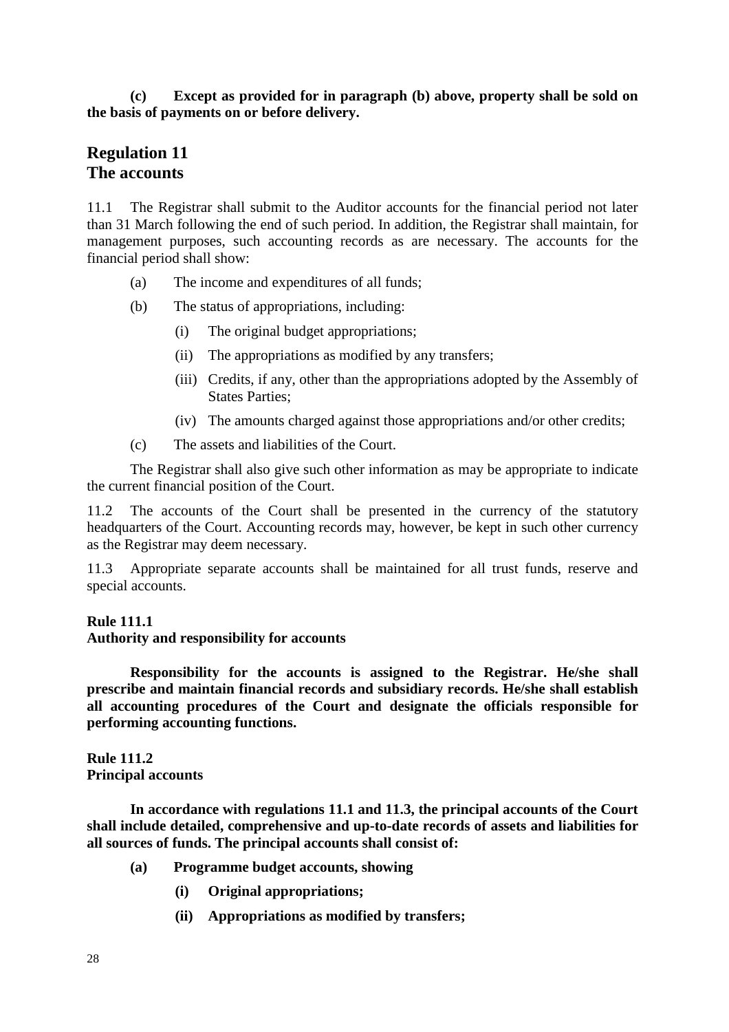**(c) Except as provided for in paragraph (b) above, property shall be sold on the basis of payments on or before delivery.**

## Regulation 11
## The accounts

11.1 The Registrar shall submit to the Auditor accounts for the financial period not later than 31 March following the end of such period. In addition, the Registrar shall maintain, for management purposes, such accounting records as are necessary. The accounts for the financial period shall show:

(a) The income and expenditures of all funds;

(b) The status of appropriations, including:

  (i) The original budget appropriations;

  (ii) The appropriations as modified by any transfers;

  (iii) Credits, if any, other than the appropriations adopted by the Assembly of States Parties;

  (iv) The amounts charged against those appropriations and/or other credits;

(c) The assets and liabilities of the Court.

The Registrar shall also give such other information as may be appropriate to indicate the current financial position of the Court.

11.2 The accounts of the Court shall be presented in the currency of the statutory headquarters of the Court. Accounting records may, however, be kept in such other currency as the Registrar may deem necessary.

11.3 Appropriate separate accounts shall be maintained for all trust funds, reserve and special accounts.

**Rule 111.1**
**Authority and responsibility for accounts**

**Responsibility for the accounts is assigned to the Registrar. He/she shall prescribe and maintain financial records and subsidiary records. He/she shall establish all accounting procedures of the Court and designate the officials responsible for performing accounting functions.**

**Rule 111.2**
**Principal accounts**

**In accordance with regulations 11.1 and 11.3, the principal accounts of the Court shall include detailed, comprehensive and up-to-date records of assets and liabilities for all sources of funds. The principal accounts shall consist of:**

**(a) Programme budget accounts, showing**

  **(i) Original appropriations;**

  **(ii) Appropriations as modified by transfers;**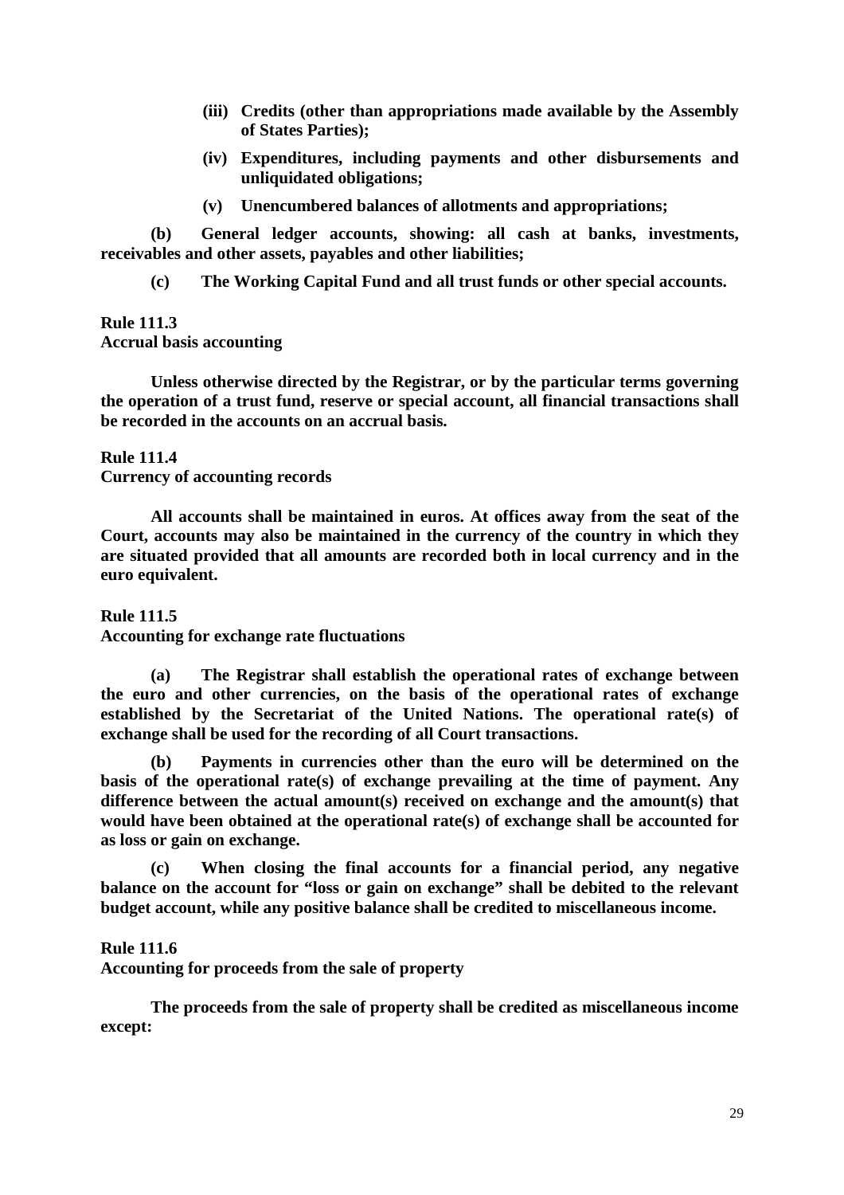**(iii) Credits (other than appropriations made available by the Assembly of States Parties);**

**(iv) Expenditures, including payments and other disbursements and unliquidated obligations;**

**(v) Unencumbered balances of allotments and appropriations;**

**(b) General ledger accounts, showing: all cash at banks, investments, receivables and other assets, payables and other liabilities;**

**(c) The Working Capital Fund and all trust funds or other special accounts.**

**Rule 111.3**
**Accrual basis accounting**

**Unless otherwise directed by the Registrar, or by the particular terms governing the operation of a trust fund, reserve or special account, all financial transactions shall be recorded in the accounts on an accrual basis.**

**Rule 111.4**
**Currency of accounting records**

**All accounts shall be maintained in euros. At offices away from the seat of the Court, accounts may also be maintained in the currency of the country in which they are situated provided that all amounts are recorded both in local currency and in the euro equivalent.**

**Rule 111.5**
**Accounting for exchange rate fluctuations**

**(a) The Registrar shall establish the operational rates of exchange between the euro and other currencies, on the basis of the operational rates of exchange established by the Secretariat of the United Nations. The operational rate(s) of exchange shall be used for the recording of all Court transactions.**

**(b) Payments in currencies other than the euro will be determined on the basis of the operational rate(s) of exchange prevailing at the time of payment. Any difference between the actual amount(s) received on exchange and the amount(s) that would have been obtained at the operational rate(s) of exchange shall be accounted for as loss or gain on exchange.**

**(c) When closing the final accounts for a financial period, any negative balance on the account for "loss or gain on exchange" shall be debited to the relevant budget account, while any positive balance shall be credited to miscellaneous income.**

**Rule 111.6**
**Accounting for proceeds from the sale of property**

**The proceeds from the sale of property shall be credited as miscellaneous income except:**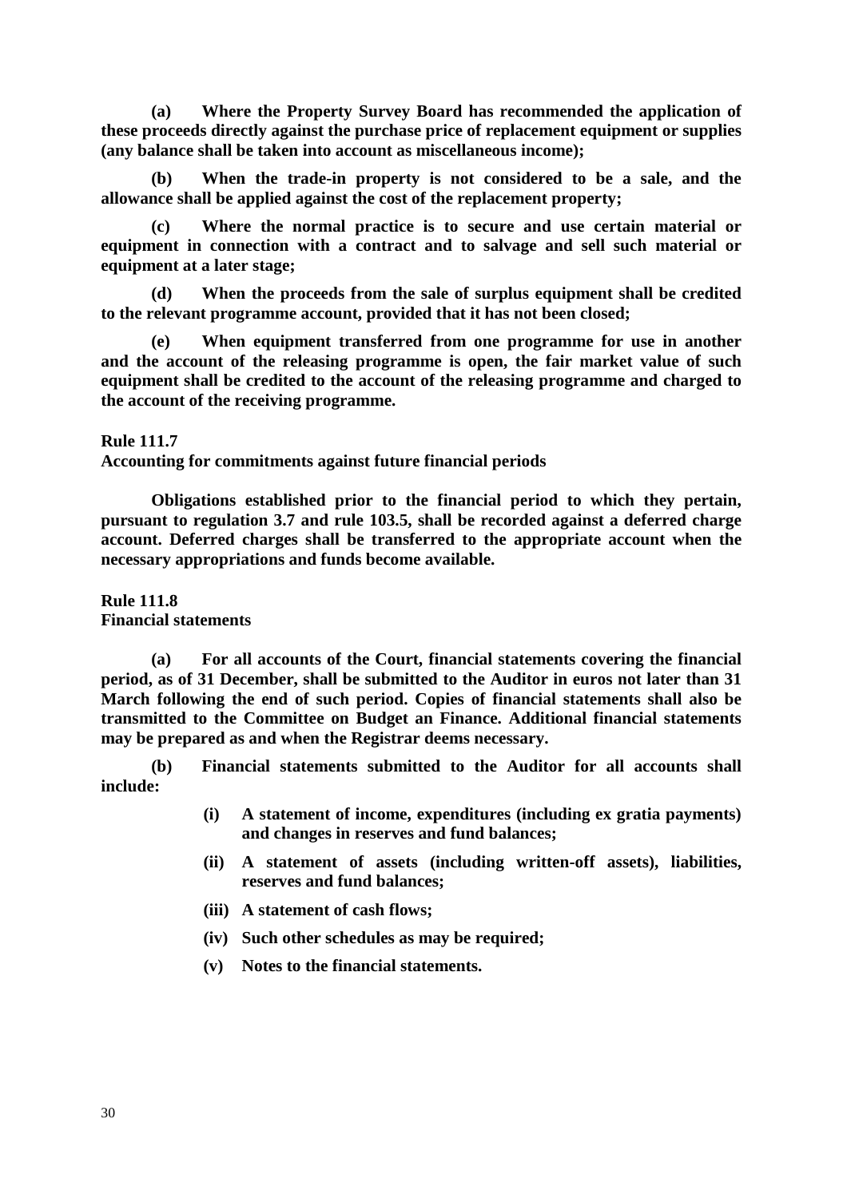**(a) Where the Property Survey Board has recommended the application of these proceeds directly against the purchase price of replacement equipment or supplies (any balance shall be taken into account as miscellaneous income);**

**(b) When the trade-in property is not considered to be a sale, and the allowance shall be applied against the cost of the replacement property;**

**(c) Where the normal practice is to secure and use certain material or equipment in connection with a contract and to salvage and sell such material or equipment at a later stage;**

**(d) When the proceeds from the sale of surplus equipment shall be credited to the relevant programme account, provided that it has not been closed;**

**(e) When equipment transferred from one programme for use in another and the account of the releasing programme is open, the fair market value of such equipment shall be credited to the account of the releasing programme and charged to the account of the receiving programme.**

**Rule 111.7**
**Accounting for commitments against future financial periods**

**Obligations established prior to the financial period to which they pertain, pursuant to regulation 3.7 and rule 103.5, shall be recorded against a deferred charge account. Deferred charges shall be transferred to the appropriate account when the necessary appropriations and funds become available.**

**Rule 111.8**
**Financial statements**

**(a) For all accounts of the Court, financial statements covering the financial period, as of 31 December, shall be submitted to the Auditor in euros not later than 31 March following the end of such period. Copies of financial statements shall also be transmitted to the Committee on Budget an Finance. Additional financial statements may be prepared as and when the Registrar deems necessary.**

**(b) Financial statements submitted to the Auditor for all accounts shall include:**

- **(i) A statement of income, expenditures (including ex gratia payments) and changes in reserves and fund balances;**
- **(ii) A statement of assets (including written-off assets), liabilities, reserves and fund balances;**
- **(iii) A statement of cash flows;**
- **(iv) Such other schedules as may be required;**
- **(v) Notes to the financial statements.**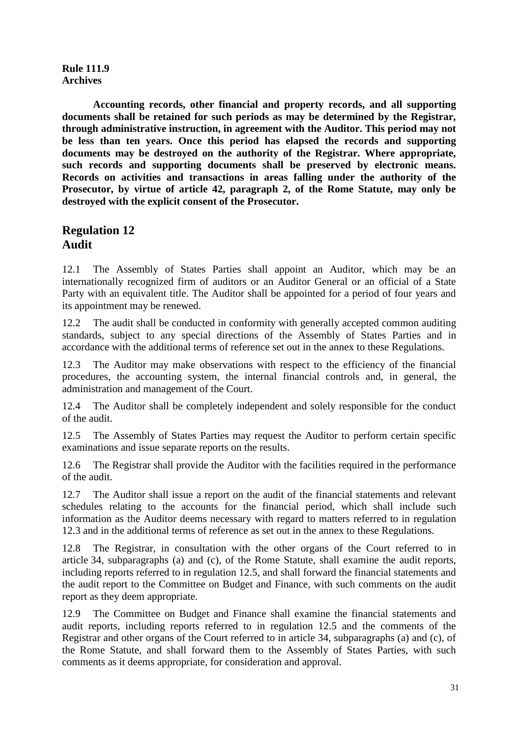**Rule 111.9**
**Archives**

**Accounting records, other financial and property records, and all supporting documents shall be retained for such periods as may be determined by the Registrar, through administrative instruction, in agreement with the Auditor. This period may not be less than ten years. Once this period has elapsed the records and supporting documents may be destroyed on the authority of the Registrar. Where appropriate, such records and supporting documents shall be preserved by electronic means. Records on activities and transactions in areas falling under the authority of the Prosecutor, by virtue of article 42, paragraph 2, of the Rome Statute, may only be destroyed with the explicit consent of the Prosecutor.**

## Regulation 12
## Audit

12.1 The Assembly of States Parties shall appoint an Auditor, which may be an internationally recognized firm of auditors or an Auditor General or an official of a State Party with an equivalent title. The Auditor shall be appointed for a period of four years and its appointment may be renewed.

12.2 The audit shall be conducted in conformity with generally accepted common auditing standards, subject to any special directions of the Assembly of States Parties and in accordance with the additional terms of reference set out in the annex to these Regulations.

12.3 The Auditor may make observations with respect to the efficiency of the financial procedures, the accounting system, the internal financial controls and, in general, the administration and management of the Court.

12.4 The Auditor shall be completely independent and solely responsible for the conduct of the audit.

12.5 The Assembly of States Parties may request the Auditor to perform certain specific examinations and issue separate reports on the results.

12.6 The Registrar shall provide the Auditor with the facilities required in the performance of the audit.

12.7 The Auditor shall issue a report on the audit of the financial statements and relevant schedules relating to the accounts for the financial period, which shall include such information as the Auditor deems necessary with regard to matters referred to in regulation 12.3 and in the additional terms of reference as set out in the annex to these Regulations.

12.8 The Registrar, in consultation with the other organs of the Court referred to in article 34, subparagraphs (a) and (c), of the Rome Statute, shall examine the audit reports, including reports referred to in regulation 12.5, and shall forward the financial statements and the audit report to the Committee on Budget and Finance, with such comments on the audit report as they deem appropriate.

12.9 The Committee on Budget and Finance shall examine the financial statements and audit reports, including reports referred to in regulation 12.5 and the comments of the Registrar and other organs of the Court referred to in article 34, subparagraphs (a) and (c), of the Rome Statute, and shall forward them to the Assembly of States Parties, with such comments as it deems appropriate, for consideration and approval.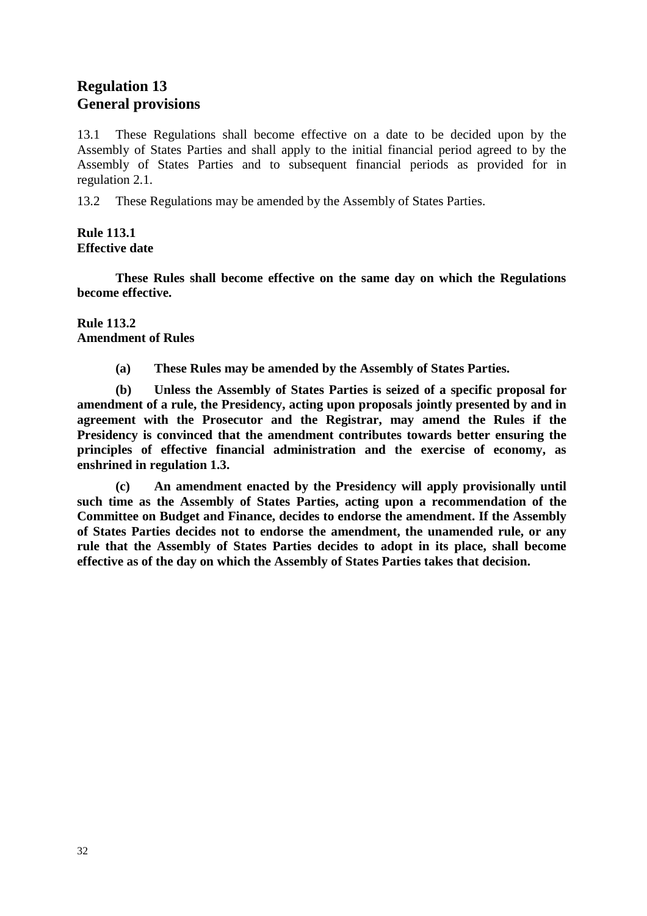## Regulation 13
## General provisions

13.1 These Regulations shall become effective on a date to be decided upon by the Assembly of States Parties and shall apply to the initial financial period agreed to by the Assembly of States Parties and to subsequent financial periods as provided for in regulation 2.1.

13.2 These Regulations may be amended by the Assembly of States Parties.

**Rule 113.1**
**Effective date**

**These Rules shall become effective on the same day on which the Regulations become effective.**

**Rule 113.2**
**Amendment of Rules**

**(a) These Rules may be amended by the Assembly of States Parties.**

**(b) Unless the Assembly of States Parties is seized of a specific proposal for amendment of a rule, the Presidency, acting upon proposals jointly presented by and in agreement with the Prosecutor and the Registrar, may amend the Rules if the Presidency is convinced that the amendment contributes towards better ensuring the principles of effective financial administration and the exercise of economy, as enshrined in regulation 1.3.**

**(c) An amendment enacted by the Presidency will apply provisionally until such time as the Assembly of States Parties, acting upon a recommendation of the Committee on Budget and Finance, decides to endorse the amendment. If the Assembly of States Parties decides not to endorse the amendment, the unamended rule, or any rule that the Assembly of States Parties decides to adopt in its place, shall become effective as of the day on which the Assembly of States Parties takes that decision.**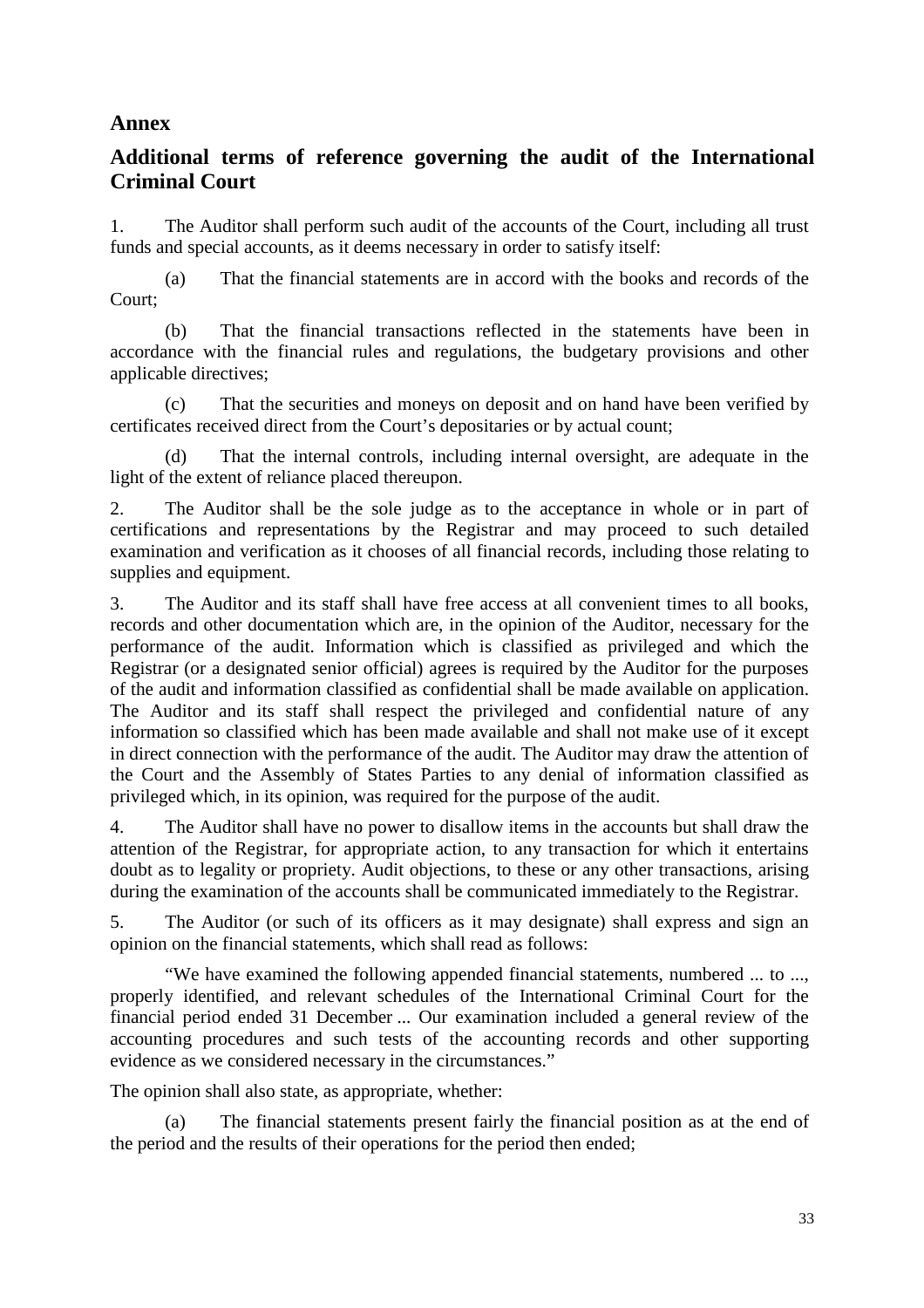# Annex

## Additional terms of reference governing the audit of the International Criminal Court

1. The Auditor shall perform such audit of the accounts of the Court, including all trust funds and special accounts, as it deems necessary in order to satisfy itself:

(a) That the financial statements are in accord with the books and records of the Court;

(b) That the financial transactions reflected in the statements have been in accordance with the financial rules and regulations, the budgetary provisions and other applicable directives;

(c) That the securities and moneys on deposit and on hand have been verified by certificates received direct from the Court's depositaries or by actual count;

(d) That the internal controls, including internal oversight, are adequate in the light of the extent of reliance placed thereupon.

2. The Auditor shall be the sole judge as to the acceptance in whole or in part of certifications and representations by the Registrar and may proceed to such detailed examination and verification as it chooses of all financial records, including those relating to supplies and equipment.

3. The Auditor and its staff shall have free access at all convenient times to all books, records and other documentation which are, in the opinion of the Auditor, necessary for the performance of the audit. Information which is classified as privileged and which the Registrar (or a designated senior official) agrees is required by the Auditor for the purposes of the audit and information classified as confidential shall be made available on application. The Auditor and its staff shall respect the privileged and confidential nature of any information so classified which has been made available and shall not make use of it except in direct connection with the performance of the audit. The Auditor may draw the attention of the Court and the Assembly of States Parties to any denial of information classified as privileged which, in its opinion, was required for the purpose of the audit.

4. The Auditor shall have no power to disallow items in the accounts but shall draw the attention of the Registrar, for appropriate action, to any transaction for which it entertains doubt as to legality or propriety. Audit objections, to these or any other transactions, arising during the examination of the accounts shall be communicated immediately to the Registrar.

5. The Auditor (or such of its officers as it may designate) shall express and sign an opinion on the financial statements, which shall read as follows:

"We have examined the following appended financial statements, numbered ... to ..., properly identified, and relevant schedules of the International Criminal Court for the financial period ended 31 December ... Our examination included a general review of the accounting procedures and such tests of the accounting records and other supporting evidence as we considered necessary in the circumstances."

The opinion shall also state, as appropriate, whether:

(a) The financial statements present fairly the financial position as at the end of the period and the results of their operations for the period then ended;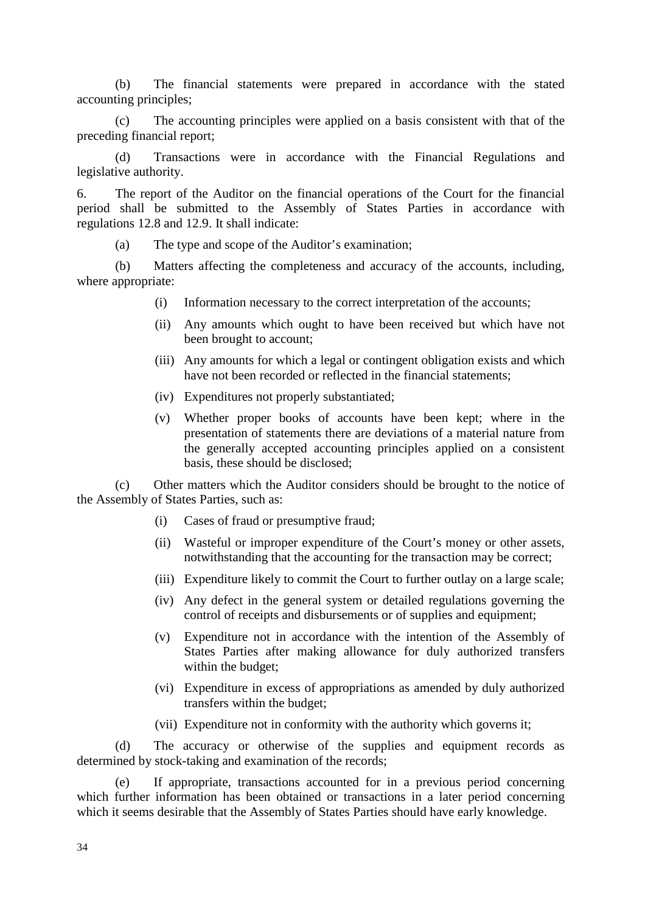(b) The financial statements were prepared in accordance with the stated accounting principles;

(c) The accounting principles were applied on a basis consistent with that of the preceding financial report;

(d) Transactions were in accordance with the Financial Regulations and legislative authority.

6. The report of the Auditor on the financial operations of the Court for the financial period shall be submitted to the Assembly of States Parties in accordance with regulations 12.8 and 12.9. It shall indicate:

(a) The type and scope of the Auditor's examination;

(b) Matters affecting the completeness and accuracy of the accounts, including, where appropriate:

- (i) Information necessary to the correct interpretation of the accounts;
- (ii) Any amounts which ought to have been received but which have not been brought to account;
- (iii) Any amounts for which a legal or contingent obligation exists and which have not been recorded or reflected in the financial statements;
- (iv) Expenditures not properly substantiated;
- (v) Whether proper books of accounts have been kept; where in the presentation of statements there are deviations of a material nature from the generally accepted accounting principles applied on a consistent basis, these should be disclosed;

(c) Other matters which the Auditor considers should be brought to the notice of the Assembly of States Parties, such as:

- (i) Cases of fraud or presumptive fraud;
- (ii) Wasteful or improper expenditure of the Court's money or other assets, notwithstanding that the accounting for the transaction may be correct;
- (iii) Expenditure likely to commit the Court to further outlay on a large scale;
- (iv) Any defect in the general system or detailed regulations governing the control of receipts and disbursements or of supplies and equipment;
- (v) Expenditure not in accordance with the intention of the Assembly of States Parties after making allowance for duly authorized transfers within the budget;
- (vi) Expenditure in excess of appropriations as amended by duly authorized transfers within the budget;
- (vii) Expenditure not in conformity with the authority which governs it;

(d) The accuracy or otherwise of the supplies and equipment records as determined by stock-taking and examination of the records;

(e) If appropriate, transactions accounted for in a previous period concerning which further information has been obtained or transactions in a later period concerning which it seems desirable that the Assembly of States Parties should have early knowledge.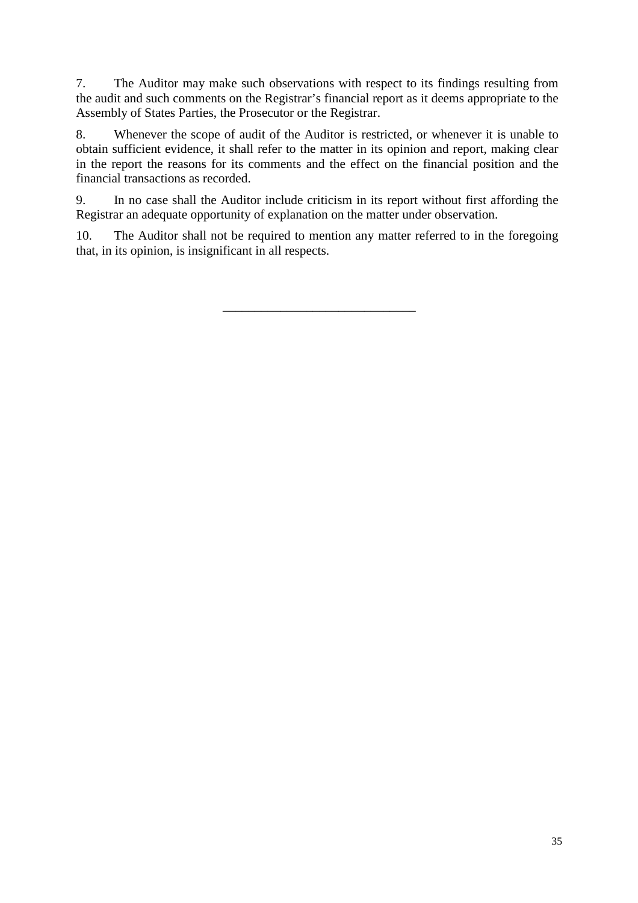7. The Auditor may make such observations with respect to its findings resulting from the audit and such comments on the Registrar's financial report as it deems appropriate to the Assembly of States Parties, the Prosecutor or the Registrar.

8. Whenever the scope of audit of the Auditor is restricted, or whenever it is unable to obtain sufficient evidence, it shall refer to the matter in its opinion and report, making clear in the report the reasons for its comments and the effect on the financial position and the financial transactions as recorded.

9. In no case shall the Auditor include criticism in its report without first affording the Registrar an adequate opportunity of explanation on the matter under observation.

10. The Auditor shall not be required to mention any matter referred to in the foregoing that, in its opinion, is insignificant in all respects.

---